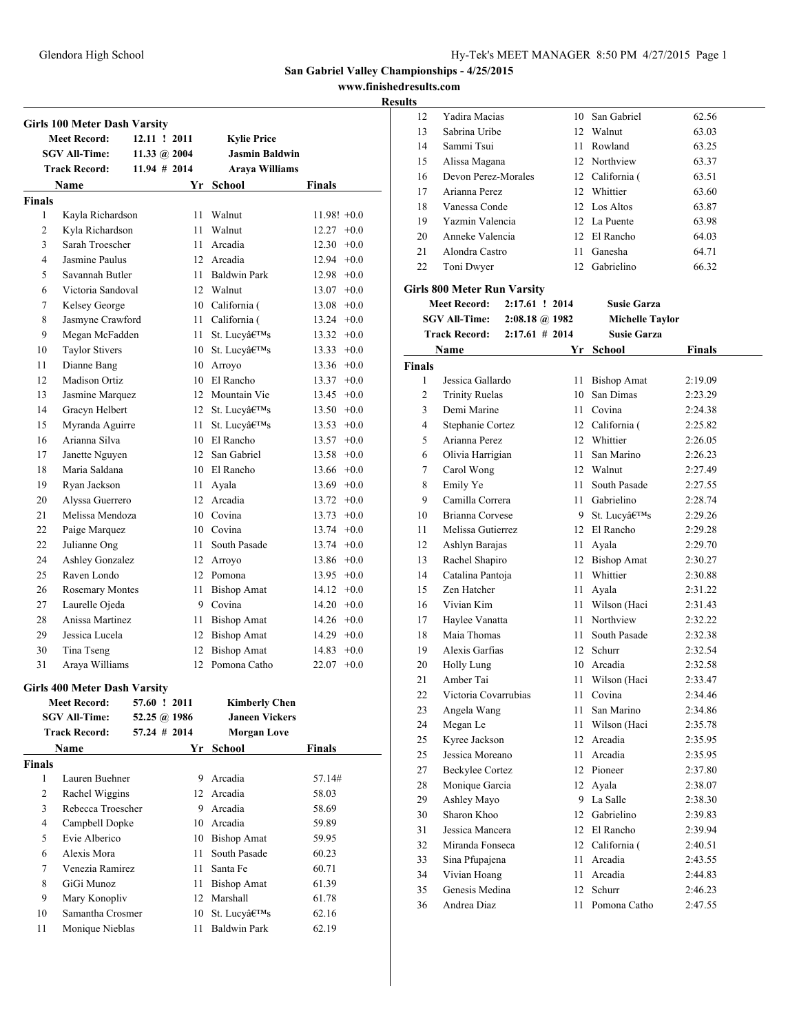San Gabriel Valley Championships - 4/25/2015

www.finishedresults.com

**Results**

### Girls 100 Meter Dash Varsity

| | | | |
|---|---|---|---|
| Meet Record: | 12.11 ! 2011 | Kylie Price | |
| SGV All-Time: | 11.33 @ 2004 | Jasmin Baldwin | |
| Track Record: | 11.94 # 2014 | Araya Williams | |

**Finals**

| | Name | Yr | School | Finals | |
|---|---|---|---|---|---|
| 1 | Kayla Richardson | 11 | Walnut | 11.98! | +0.0 |
| 2 | Kyla Richardson | 11 | Walnut | 12.27 | +0.0 |
| 3 | Sarah Troescher | 11 | Arcadia | 12.30 | +0.0 |
| 4 | Jasmine Paulus | 12 | Arcadia | 12.94 | +0.0 |
| 5 | Savannah Butler | 11 | Baldwin Park | 12.98 | +0.0 |
| 6 | Victoria Sandoval | 12 | Walnut | 13.07 | +0.0 |
| 7 | Kelsey George | 10 | California ( | 13.08 | +0.0 |
| 8 | Jasmyne Crawford | 11 | California ( | 13.24 | +0.0 |
| 9 | Megan McFadden | 11 | St. Lucyâ€™s | 13.32 | +0.0 |
| 10 | Taylor Stivers | 10 | St. Lucyâ€™s | 13.33 | +0.0 |
| 11 | Dianne Bang | 10 | Arroyo | 13.36 | +0.0 |
| 12 | Madison Ortiz | 10 | El Rancho | 13.37 | +0.0 |
| 13 | Jasmine Marquez | 12 | Mountain Vie | 13.45 | +0.0 |
| 14 | Gracyn Helbert | 12 | St. Lucyâ€™s | 13.50 | +0.0 |
| 15 | Myranda Aguirre | 11 | St. Lucyâ€™s | 13.53 | +0.0 |
| 16 | Arianna Silva | 10 | El Rancho | 13.57 | +0.0 |
| 17 | Janette Nguyen | 12 | San Gabriel | 13.58 | +0.0 |
| 18 | Maria Saldana | 10 | El Rancho | 13.66 | +0.0 |
| 19 | Ryan Jackson | 11 | Ayala | 13.69 | +0.0 |
| 20 | Alyssa Guerrero | 12 | Arcadia | 13.72 | +0.0 |
| 21 | Melissa Mendoza | 10 | Covina | 13.73 | +0.0 |
| 22 | Paige Marquez | 10 | Covina | 13.74 | +0.0 |
| 22 | Julianne Ong | 11 | South Pasade | 13.74 | +0.0 |
| 24 | Ashley Gonzalez | 12 | Arroyo | 13.86 | +0.0 |
| 25 | Raven Londo | 12 | Pomona | 13.95 | +0.0 |
| 26 | Rosemary Montes | 11 | Bishop Amat | 14.12 | +0.0 |
| 27 | Laurelle Ojeda | 9 | Covina | 14.20 | +0.0 |
| 28 | Anissa Martinez | 11 | Bishop Amat | 14.26 | +0.0 |
| 29 | Jessica Lucela | 12 | Bishop Amat | 14.29 | +0.0 |
| 30 | Tina Tseng | 12 | Bishop Amat | 14.83 | +0.0 |
| 31 | Araya Williams | 12 | Pomona Catho | 22.07 | +0.0 |

### Girls 400 Meter Dash Varsity

| | | |
|---|---|---|
| Meet Record: | 57.60 ! 2011 | Kimberly Chen |
| SGV All-Time: | 52.25 @ 1986 | Janeen Vickers |
| Track Record: | 57.24 # 2014 | Morgan Love |

**Finals**

| | Name | Yr | School | Finals |
|---|---|---|---|---|
| 1 | Lauren Buehner | 9 | Arcadia | 57.14# |
| 2 | Rachel Wiggins | 12 | Arcadia | 58.03 |
| 3 | Rebecca Troescher | 9 | Arcadia | 58.69 |
| 4 | Campbell Dopke | 10 | Arcadia | 59.89 |
| 5 | Evie Alberico | 10 | Bishop Amat | 59.95 |
| 6 | Alexis Mora | 11 | South Pasade | 60.23 |
| 7 | Venezia Ramirez | 11 | Santa Fe | 60.71 |
| 8 | GiGi Munoz | 11 | Bishop Amat | 61.39 |
| 9 | Mary Konopliv | 12 | Marshall | 61.78 |
| 10 | Samantha Crosmer | 10 | St. Lucyâ€™s | 62.16 |
| 11 | Monique Nieblas | 11 | Baldwin Park | 62.19 |
| 12 | Yadira Macias | 10 | San Gabriel | 62.56 |
| 13 | Sabrina Uribe | 12 | Walnut | 63.03 |
| 14 | Sammi Tsui | 11 | Rowland | 63.25 |
| 15 | Alissa Magana | 12 | Northview | 63.37 |
| 16 | Devon Perez-Morales | 12 | California ( | 63.51 |
| 17 | Arianna Perez | 12 | Whittier | 63.60 |
| 18 | Vanessa Conde | 12 | Los Altos | 63.87 |
| 19 | Yazmin Valencia | 12 | La Puente | 63.98 |
| 20 | Anneke Valencia | 12 | El Rancho | 64.03 |
| 21 | Alondra Castro | 11 | Ganesha | 64.71 |
| 22 | Toni Dwyer | 12 | Gabrielino | 66.32 |

### Girls 800 Meter Run Varsity

| | | |
|---|---|---|
| Meet Record: | 2:17.61 ! 2014 | Susie Garza |
| SGV All-Time: | 2:08.18 @ 1982 | Michelle Taylor |
| Track Record: | 2:17.61 # 2014 | Susie Garza |

**Finals**

| | Name | Yr | School | Finals |
|---|---|---|---|---|
| 1 | Jessica Gallardo | 11 | Bishop Amat | 2:19.09 |
| 2 | Trinity Ruelas | 10 | San Dimas | 2:23.29 |
| 3 | Demi Marine | 11 | Covina | 2:24.38 |
| 4 | Stephanie Cortez | 12 | California ( | 2:25.82 |
| 5 | Arianna Perez | 12 | Whittier | 2:26.05 |
| 6 | Olivia Harrigian | 11 | San Marino | 2:26.23 |
| 7 | Carol Wong | 12 | Walnut | 2:27.49 |
| 8 | Emily Ye | 11 | South Pasade | 2:27.55 |
| 9 | Camilla Correra | 11 | Gabrielino | 2:28.74 |
| 10 | Brianna Corvese | 9 | St. Lucyâ€™s | 2:29.26 |
| 11 | Melissa Gutierrez | 12 | El Rancho | 2:29.28 |
| 12 | Ashlyn Barajas | 11 | Ayala | 2:29.70 |
| 13 | Rachel Shapiro | 12 | Bishop Amat | 2:30.27 |
| 14 | Catalina Pantoja | 11 | Whittier | 2:30.88 |
| 15 | Zen Hatcher | 11 | Ayala | 2:31.22 |
| 16 | Vivian Kim | 11 | Wilson (Haci | 2:31.43 |
| 17 | Haylee Vanatta | 11 | Northview | 2:32.22 |
| 18 | Maia Thomas | 11 | South Pasade | 2:32.38 |
| 19 | Alexis Garfias | 12 | Schurr | 2:32.54 |
| 20 | Holly Lung | 10 | Arcadia | 2:32.58 |
| 21 | Amber Tai | 11 | Wilson (Haci | 2:33.47 |
| 22 | Victoria Covarrubias | 11 | Covina | 2:34.46 |
| 23 | Angela Wang | 11 | San Marino | 2:34.86 |
| 24 | Megan Le | 11 | Wilson (Haci | 2:35.78 |
| 25 | Kyree Jackson | 12 | Arcadia | 2:35.95 |
| 25 | Jessica Moreano | 11 | Arcadia | 2:35.95 |
| 27 | Beckylee Cortez | 12 | Pioneer | 2:37.80 |
| 28 | Monique Garcia | 12 | Ayala | 2:38.07 |
| 29 | Ashley Mayo | 9 | La Salle | 2:38.30 |
| 30 | Sharon Khoo | 12 | Gabrielino | 2:39.83 |
| 31 | Jessica Mancera | 12 | El Rancho | 2:39.94 |
| 32 | Miranda Fonseca | 12 | California ( | 2:40.51 |
| 33 | Sina Pfupajena | 11 | Arcadia | 2:43.55 |
| 34 | Vivian Hoang | 11 | Arcadia | 2:44.83 |
| 35 | Genesis Medina | 12 | Schurr | 2:46.23 |
| 36 | Andrea Diaz | 11 | Pomona Catho | 2:47.55 |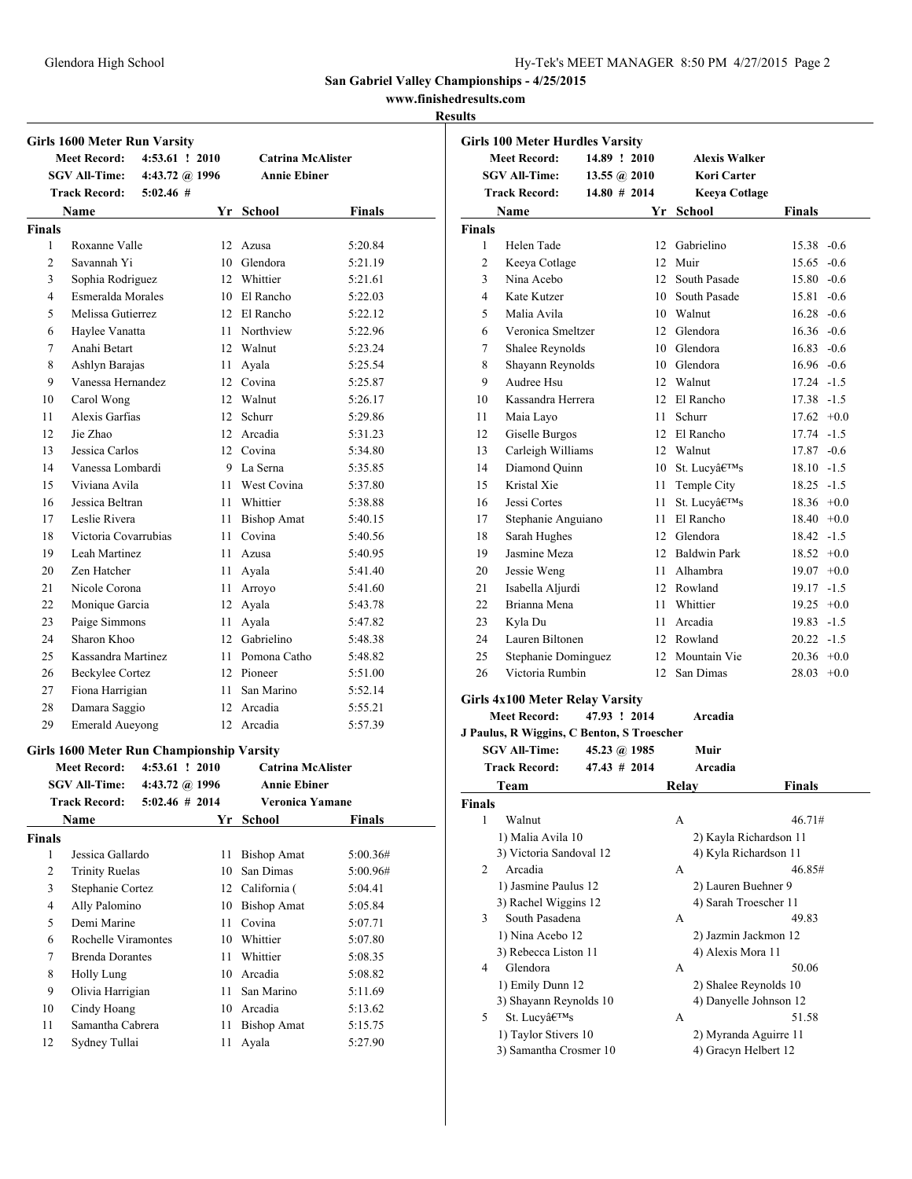## San Gabriel Valley Championships - 4/25/2015

**www.finishedresults.com**

**Results**

### Girls 1600 Meter Run Varsity

| | | | |
|---|---|---|---|
| **Meet Record:** | 4:53.61 ! 2010 | **Catrina McAlister** | |
| **SGV All-Time:** | 4:43.72 @ 1996 | **Annie Ebiner** | |
| **Track Record:** | 5:02.46 # | | |

**Finals**

| | Name | Yr | School | Finals |
|---|---|---|---|---|
| 1 | Roxanne Valle | 12 | Azusa | 5:20.84 |
| 2 | Savannah Yi | 10 | Glendora | 5:21.19 |
| 3 | Sophia Rodriguez | 12 | Whittier | 5:21.61 |
| 4 | Esmeralda Morales | 10 | El Rancho | 5:22.03 |
| 5 | Melissa Gutierrez | 12 | El Rancho | 5:22.12 |
| 6 | Haylee Vanatta | 11 | Northview | 5:22.96 |
| 7 | Anahi Betart | 12 | Walnut | 5:23.24 |
| 8 | Ashlyn Barajas | 11 | Ayala | 5:25.54 |
| 9 | Vanessa Hernandez | 12 | Covina | 5:25.87 |
| 10 | Carol Wong | 12 | Walnut | 5:26.17 |
| 11 | Alexis Garfias | 12 | Schurr | 5:29.86 |
| 12 | Jie Zhao | 12 | Arcadia | 5:31.23 |
| 13 | Jessica Carlos | 12 | Covina | 5:34.80 |
| 14 | Vanessa Lombardi | 9 | La Serna | 5:35.85 |
| 15 | Viviana Avila | 11 | West Covina | 5:37.80 |
| 16 | Jessica Beltran | 11 | Whittier | 5:38.88 |
| 17 | Leslie Rivera | 11 | Bishop Amat | 5:40.15 |
| 18 | Victoria Covarrubias | 11 | Covina | 5:40.56 |
| 19 | Leah Martinez | 11 | Azusa | 5:40.95 |
| 20 | Zen Hatcher | 11 | Ayala | 5:41.40 |
| 21 | Nicole Corona | 11 | Arroyo | 5:41.60 |
| 22 | Monique Garcia | 12 | Ayala | 5:43.78 |
| 23 | Paige Simmons | 11 | Ayala | 5:47.82 |
| 24 | Sharon Khoo | 12 | Gabrielino | 5:48.38 |
| 25 | Kassandra Martinez | 11 | Pomona Catho | 5:48.82 |
| 26 | Beckylee Cortez | 12 | Pioneer | 5:51.00 |
| 27 | Fiona Harrigian | 11 | San Marino | 5:52.14 |
| 28 | Damara Saggio | 12 | Arcadia | 5:55.21 |
| 29 | Emerald Aueyong | 12 | Arcadia | 5:57.39 |

### Girls 1600 Meter Run Championship Varsity

| | | | |
|---|---|---|---|
| **Meet Record:** | 4:53.61 ! 2010 | **Catrina McAlister** | |
| **SGV All-Time:** | 4:43.72 @ 1996 | **Annie Ebiner** | |
| **Track Record:** | 5:02.46 # 2014 | **Veronica Yamane** | |

**Finals**

| | Name | Yr | School | Finals |
|---|---|---|---|---|
| 1 | Jessica Gallardo | 11 | Bishop Amat | 5:00.36# |
| 2 | Trinity Ruelas | 10 | San Dimas | 5:00.96# |
| 3 | Stephanie Cortez | 12 | California ( | 5:04.41 |
| 4 | Ally Palomino | 10 | Bishop Amat | 5:05.84 |
| 5 | Demi Marine | 11 | Covina | 5:07.71 |
| 6 | Rochelle Viramontes | 10 | Whittier | 5:07.80 |
| 7 | Brenda Dorantes | 11 | Whittier | 5:08.35 |
| 8 | Holly Lung | 10 | Arcadia | 5:08.82 |
| 9 | Olivia Harrigian | 11 | San Marino | 5:11.69 |
| 10 | Cindy Hoang | 10 | Arcadia | 5:13.62 |
| 11 | Samantha Cabrera | 11 | Bishop Amat | 5:15.75 |
| 12 | Sydney Tullai | 11 | Ayala | 5:27.90 |

### Girls 100 Meter Hurdles Varsity

| | | | |
|---|---|---|---|
| **Meet Record:** | 14.89 ! 2010 | **Alexis Walker** | |
| **SGV All-Time:** | 13.55 @ 2010 | **Kori Carter** | |
| **Track Record:** | 14.80 # 2014 | **Keeya Cotlage** | |

**Finals**

| | Name | Yr | School | Finals | Wind |
|---|---|---|---|---|---|
| 1 | Helen Tade | 12 | Gabrielino | 15.38 | -0.6 |
| 2 | Keeya Cotlage | 12 | Muir | 15.65 | -0.6 |
| 3 | Nina Acebo | 12 | South Pasade | 15.80 | -0.6 |
| 4 | Kate Kutzer | 10 | South Pasade | 15.81 | -0.6 |
| 5 | Malia Avila | 10 | Walnut | 16.28 | -0.6 |
| 6 | Veronica Smeltzer | 12 | Glendora | 16.36 | -0.6 |
| 7 | Shalee Reynolds | 10 | Glendora | 16.83 | -0.6 |
| 8 | Shayann Reynolds | 10 | Glendora | 16.96 | -0.6 |
| 9 | Audree Hsu | 12 | Walnut | 17.24 | -1.5 |
| 10 | Kassandra Herrera | 12 | El Rancho | 17.38 | -1.5 |
| 11 | Maia Layo | 11 | Schurr | 17.62 | +0.0 |
| 12 | Giselle Burgos | 12 | El Rancho | 17.74 | -1.5 |
| 13 | Carleigh Williams | 12 | Walnut | 17.87 | -0.6 |
| 14 | Diamond Quinn | 10 | St. Lucyâ€™s | 18.10 | -1.5 |
| 15 | Kristal Xie | 11 | Temple City | 18.25 | -1.5 |
| 16 | Jessi Cortes | 11 | St. Lucyâ€™s | 18.36 | +0.0 |
| 17 | Stephanie Anguiano | 11 | El Rancho | 18.40 | +0.0 |
| 18 | Sarah Hughes | 12 | Glendora | 18.42 | -1.5 |
| 19 | Jasmine Meza | 12 | Baldwin Park | 18.52 | +0.0 |
| 20 | Jessie Weng | 11 | Alhambra | 19.07 | +0.0 |
| 21 | Isabella Aljurdi | 12 | Rowland | 19.17 | -1.5 |
| 22 | Brianna Mena | 11 | Whittier | 19.25 | +0.0 |
| 23 | Kyla Du | 11 | Arcadia | 19.83 | -1.5 |
| 24 | Lauren Biltonen | 12 | Rowland | 20.22 | -1.5 |
| 25 | Stephanie Dominguez | 12 | Mountain Vie | 20.36 | +0.0 |
| 26 | Victoria Rumbin | 12 | San Dimas | 28.03 | +0.0 |

### Girls 4x100 Meter Relay Varsity

| | | |
|---|---|---|
| **Meet Record:** | 47.93 ! 2014 | **Arcadia** |

**J Paulus, R Wiggins, C Benton, S Troescher**

| | | |
|---|---|---|
| **SGV All-Time:** | 45.23 @ 1985 | **Muir** |
| **Track Record:** | 47.43 # 2014 | **Arcadia** |

**Finals**

| | Team | Relay | Finals |
|---|---|---|---|
| 1 | Walnut | A | 46.71# |
| | 1) Malia Avila 10 | 2) Kayla Richardson 11 | |
| | 3) Victoria Sandoval 12 | 4) Kyla Richardson 11 | |
| 2 | Arcadia | A | 46.85# |
| | 1) Jasmine Paulus 12 | 2) Lauren Buehner 9 | |
| | 3) Rachel Wiggins 12 | 4) Sarah Troescher 11 | |
| 3 | South Pasadena | A | 49.83 |
| | 1) Nina Acebo 12 | 2) Jazmin Jackmon 12 | |
| | 3) Rebecca Liston 11 | 4) Alexis Mora 11 | |
| 4 | Glendora | A | 50.06 |
| | 1) Emily Dunn 12 | 2) Shalee Reynolds 10 | |
| | 3) Shayann Reynolds 10 | 4) Danyelle Johnson 12 | |
| 5 | St. Lucyâ€™s | A | 51.58 |
| | 1) Taylor Stivers 10 | 2) Myranda Aguirre 11 | |
| | 3) Samantha Crosmer 10 | 4) Gracyn Helbert 12 | |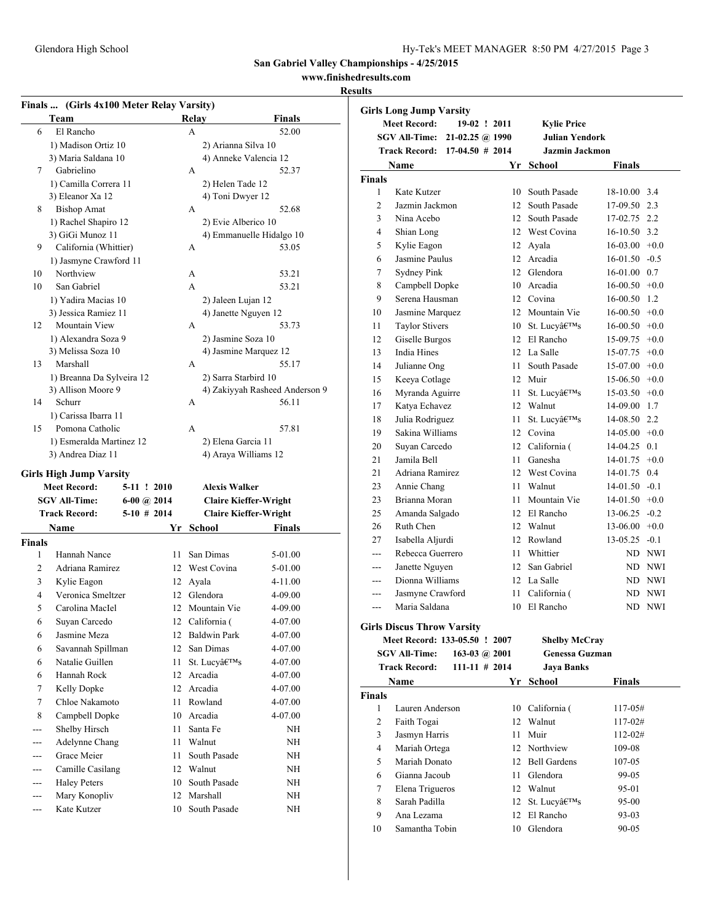## San Gabriel Valley Championships - 4/25/2015

www.finishedresults.com

**Results**

### Finals ... (Girls 4x100 Meter Relay Varsity)

| | Team | Relay | Finals |
|---|---|---|---|
| 6 | El Rancho | A | 52.00 |
| | 1) Madison Ortiz 10 | 2) Arianna Silva 10 | |
| | 3) Maria Saldana 10 | 4) Anneke Valencia 12 | |
| 7 | Gabrielino | A | 52.37 |
| | 1) Camilla Correra 11 | 2) Helen Tade 12 | |
| | 3) Eleanor Xa 12 | 4) Toni Dwyer 12 | |
| 8 | Bishop Amat | A | 52.68 |
| | 1) Rachel Shapiro 12 | 2) Evie Alberico 10 | |
| | 3) GiGi Munoz 11 | 4) Emmanuelle Hidalgo 10 | |
| 9 | California (Whittier) | A | 53.05 |
| | 1) Jasmyne Crawford 11 | | |
| 10 | Northview | A | 53.21 |
| 10 | San Gabriel | A | 53.21 |
| | 1) Yadira Macias 10 | 2) Jaleen Lujan 12 | |
| | 3) Jessica Ramiez 11 | 4) Janette Nguyen 12 | |
| 12 | Mountain View | A | 53.73 |
| | 1) Alexandra Soza 9 | 2) Jasmine Soza 10 | |
| | 3) Melissa Soza 10 | 4) Jasmine Marquez 12 | |
| 13 | Marshall | A | 55.17 |
| | 1) Breanna Da Sylveira 12 | 2) Sarra Starbird 10 | |
| | 3) Allison Moore 9 | 4) Zakiyyah Rasheed Anderson 9 | |
| 14 | Schurr | A | 56.11 |
| | 1) Carissa Ibarra 11 | | |
| 15 | Pomona Catholic | A | 57.81 |
| | 1) Esmeralda Martinez 12 | 2) Elena Garcia 11 | |
| | 3) Andrea Diaz 11 | 4) Araya Williams 12 | |

### Girls High Jump Varsity

| | | |
|---|---|---|
| Meet Record: | 5-11 ! 2010 | Alexis Walker |
| SGV All-Time: | 6-00 @ 2014 | Claire Kieffer-Wright |
| Track Record: | 5-10 # 2014 | Claire Kieffer-Wright |

**Finals**

| | Name | Yr | School | Finals |
|---|---|---|---|---|
| 1 | Hannah Nance | 11 | San Dimas | 5-01.00 |
| 2 | Adriana Ramirez | 12 | West Covina | 5-01.00 |
| 3 | Kylie Eagon | 12 | Ayala | 4-11.00 |
| 4 | Veronica Smeltzer | 12 | Glendora | 4-09.00 |
| 5 | Carolina MacIel | 12 | Mountain Vie | 4-09.00 |
| 6 | Suyan Carcedo | 12 | California ( | 4-07.00 |
| 6 | Jasmine Meza | 12 | Baldwin Park | 4-07.00 |
| 6 | Savannah Spillman | 12 | San Dimas | 4-07.00 |
| 6 | Natalie Guillen | 11 | St. Lucyâ€™s | 4-07.00 |
| 6 | Hannah Rock | 12 | Arcadia | 4-07.00 |
| 7 | Kelly Dopke | 12 | Arcadia | 4-07.00 |
| 7 | Chloe Nakamoto | 11 | Rowland | 4-07.00 |
| 8 | Campbell Dopke | 10 | Arcadia | 4-07.00 |
| --- | Shelby Hirsch | 11 | Santa Fe | NH |
| --- | Adelynne Chang | 11 | Walnut | NH |
| --- | Grace Meier | 11 | South Pasade | NH |
| --- | Camille Casilang | 12 | Walnut | NH |
| --- | Haley Peters | 10 | South Pasade | NH |
| --- | Mary Konopliv | 12 | Marshall | NH |
| --- | Kate Kutzer | 10 | South Pasade | NH |

### Girls Long Jump Varsity

| | | |
|---|---|---|
| Meet Record: | 19-02 ! 2011 | Kylie Price |
| SGV All-Time: | 21-02.25 @ 1990 | Julian Yendork |
| Track Record: | 17-04.50 # 2014 | Jazmin Jackmon |

**Finals**

| | Name | Yr | School | Finals | |
|---|---|---|---|---|---|
| 1 | Kate Kutzer | 10 | South Pasade | 18-10.00 | 3.4 |
| 2 | Jazmin Jackmon | 12 | South Pasade | 17-09.50 | 2.3 |
| 3 | Nina Acebo | 12 | South Pasade | 17-02.75 | 2.2 |
| 4 | Shian Long | 12 | West Covina | 16-10.50 | 3.2 |
| 5 | Kylie Eagon | 12 | Ayala | 16-03.00 | +0.0 |
| 6 | Jasmine Paulus | 12 | Arcadia | 16-01.50 | -0.5 |
| 7 | Sydney Pink | 12 | Glendora | 16-01.00 | 0.7 |
| 8 | Campbell Dopke | 10 | Arcadia | 16-00.50 | +0.0 |
| 9 | Serena Hausman | 12 | Covina | 16-00.50 | 1.2 |
| 10 | Jasmine Marquez | 12 | Mountain Vie | 16-00.50 | +0.0 |
| 11 | Taylor Stivers | 10 | St. Lucyâ€™s | 16-00.50 | +0.0 |
| 12 | Giselle Burgos | 12 | El Rancho | 15-09.75 | +0.0 |
| 13 | India Hines | 12 | La Salle | 15-07.75 | +0.0 |
| 14 | Julianne Ong | 11 | South Pasade | 15-07.00 | +0.0 |
| 15 | Keeya Cotlage | 12 | Muir | 15-06.50 | +0.0 |
| 16 | Myranda Aguirre | 11 | St. Lucyâ€™s | 15-03.50 | +0.0 |
| 17 | Katya Echavez | 12 | Walnut | 14-09.00 | 1.7 |
| 18 | Julia Rodriguez | 11 | St. Lucyâ€™s | 14-08.50 | 2.2 |
| 19 | Sakina Williams | 12 | Covina | 14-05.00 | +0.0 |
| 20 | Suyan Carcedo | 12 | California ( | 14-04.25 | 0.1 |
| 21 | Jamila Bell | 11 | Ganesha | 14-01.75 | +0.0 |
| 21 | Adriana Ramirez | 12 | West Covina | 14-01.75 | 0.4 |
| 23 | Annie Chang | 11 | Walnut | 14-01.50 | -0.1 |
| 23 | Brianna Moran | 11 | Mountain Vie | 14-01.50 | +0.0 |
| 25 | Amanda Salgado | 12 | El Rancho | 13-06.25 | -0.2 |
| 26 | Ruth Chen | 12 | Walnut | 13-06.00 | +0.0 |
| 27 | Isabella Aljurdi | 12 | Rowland | 13-05.25 | -0.1 |
| --- | Rebecca Guerrero | 11 | Whittier | ND | NWI |
| --- | Janette Nguyen | 12 | San Gabriel | ND | NWI |
| --- | Dionna Williams | 12 | La Salle | ND | NWI |
| --- | Jasmyne Crawford | 11 | California ( | ND | NWI |
| --- | Maria Saldana | 10 | El Rancho | ND | NWI |

### Girls Discus Throw Varsity

| | | |
|---|---|---|
| Meet Record: | 133-05.50 ! 2007 | Shelby McCray |
| SGV All-Time: | 163-03 @ 2001 | Genessa Guzman |
| Track Record: | 111-11 # 2014 | Jaya Banks |

**Finals**

| | Name | Yr | School | Finals |
|---|---|---|---|---|
| 1 | Lauren Anderson | 10 | California ( | 117-05# |
| 2 | Faith Togai | 12 | Walnut | 117-02# |
| 3 | Jasmyn Harris | 11 | Muir | 112-02# |
| 4 | Mariah Ortega | 12 | Northview | 109-08 |
| 5 | Mariah Donato | 12 | Bell Gardens | 107-05 |
| 6 | Gianna Jacoub | 11 | Glendora | 99-05 |
| 7 | Elena Trigueros | 12 | Walnut | 95-01 |
| 8 | Sarah Padilla | 12 | St. Lucyâ€™s | 95-00 |
| 9 | Ana Lezama | 12 | El Rancho | 93-03 |
| 10 | Samantha Tobin | 10 | Glendora | 90-05 |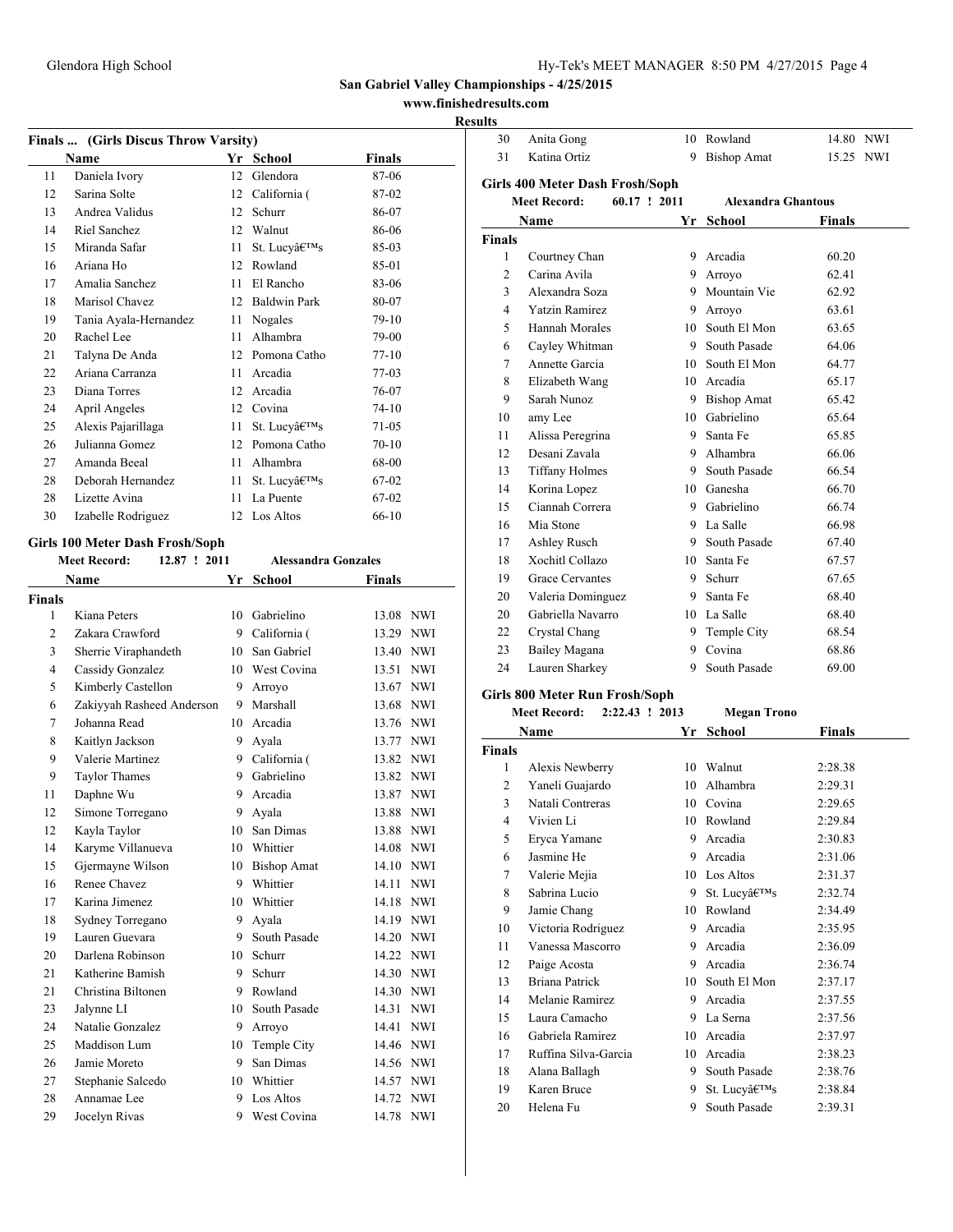## San Gabriel Valley Championships - 4/25/2015

www.finishedresults.com

**Results**

### Finals ... (Girls Discus Throw Varsity)

| | Name | Yr | School | Finals |
|---|---|---|---|---|
| 11 | Daniela Ivory | 12 | Glendora | 87-06 |
| 12 | Sarina Solte | 12 | California ( | 87-02 |
| 13 | Andrea Validus | 12 | Schurr | 86-07 |
| 14 | Riel Sanchez | 12 | Walnut | 86-06 |
| 15 | Miranda Safar | 11 | St. Lucyâ€™s | 85-03 |
| 16 | Ariana Ho | 12 | Rowland | 85-01 |
| 17 | Amalia Sanchez | 11 | El Rancho | 83-06 |
| 18 | Marisol Chavez | 12 | Baldwin Park | 80-07 |
| 19 | Tania Ayala-Hernandez | 11 | Nogales | 79-10 |
| 20 | Rachel Lee | 11 | Alhambra | 79-00 |
| 21 | Talyna De Anda | 12 | Pomona Catho | 77-10 |
| 22 | Ariana Carranza | 11 | Arcadia | 77-03 |
| 23 | Diana Torres | 12 | Arcadia | 76-07 |
| 24 | April Angeles | 12 | Covina | 74-10 |
| 25 | Alexis Pajarillaga | 11 | St. Lucyâ€™s | 71-05 |
| 26 | Julianna Gomez | 12 | Pomona Catho | 70-10 |
| 27 | Amanda Beeal | 11 | Alhambra | 68-00 |
| 28 | Deborah Hernandez | 11 | St. Lucyâ€™s | 67-02 |
| 28 | Lizette Avina | 11 | La Puente | 67-02 |
| 30 | Izabelle Rodriguez | 12 | Los Altos | 66-10 |

### Girls 100 Meter Dash Frosh/Soph

**Meet Record:** 12.87 ! 2011 **Alessandra Gonzales**

| | Name | Yr | School | Finals | |
|---|---|---|---|---|---|
| **Finals** | | | | | |
| 1 | Kiana Peters | 10 | Gabrielino | 13.08 | NWI |
| 2 | Zakara Crawford | 9 | California ( | 13.29 | NWI |
| 3 | Sherrie Viraphandeth | 10 | San Gabriel | 13.40 | NWI |
| 4 | Cassidy Gonzalez | 10 | West Covina | 13.51 | NWI |
| 5 | Kimberly Castellon | 9 | Arroyo | 13.67 | NWI |
| 6 | Zakiyyah Rasheed Anderson | 9 | Marshall | 13.68 | NWI |
| 7 | Johanna Read | 10 | Arcadia | 13.76 | NWI |
| 8 | Kaitlyn Jackson | 9 | Ayala | 13.77 | NWI |
| 9 | Valerie Martinez | 9 | California ( | 13.82 | NWI |
| 9 | Taylor Thames | 9 | Gabrielino | 13.82 | NWI |
| 11 | Daphne Wu | 9 | Arcadia | 13.87 | NWI |
| 12 | Simone Torregano | 9 | Ayala | 13.88 | NWI |
| 12 | Kayla Taylor | 10 | San Dimas | 13.88 | NWI |
| 14 | Karyme Villanueva | 10 | Whittier | 14.08 | NWI |
| 15 | Gjermayne Wilson | 10 | Bishop Amat | 14.10 | NWI |
| 16 | Renee Chavez | 9 | Whittier | 14.11 | NWI |
| 17 | Karina Jimenez | 10 | Whittier | 14.18 | NWI |
| 18 | Sydney Torregano | 9 | Ayala | 14.19 | NWI |
| 19 | Lauren Guevara | 9 | South Pasade | 14.20 | NWI |
| 20 | Darlena Robinson | 10 | Schurr | 14.22 | NWI |
| 21 | Katherine Bamish | 9 | Schurr | 14.30 | NWI |
| 21 | Christina Biltonen | 9 | Rowland | 14.30 | NWI |
| 23 | Jalynne LI | 10 | South Pasade | 14.31 | NWI |
| 24 | Natalie Gonzalez | 9 | Arroyo | 14.41 | NWI |
| 25 | Maddison Lum | 10 | Temple City | 14.46 | NWI |
| 26 | Jamie Moreto | 9 | San Dimas | 14.56 | NWI |
| 27 | Stephanie Salcedo | 10 | Whittier | 14.57 | NWI |
| 28 | Annamae Lee | 9 | Los Altos | 14.72 | NWI |
| 29 | Jocelyn Rivas | 9 | West Covina | 14.78 | NWI |
| 30 | Anita Gong | 10 | Rowland | 14.80 | NWI |
| 31 | Katina Ortiz | 9 | Bishop Amat | 15.25 | NWI |

### Girls 400 Meter Dash Frosh/Soph

**Meet Record:** 60.17 ! 2011 **Alexandra Ghantous**

| | Name | Yr | School | Finals |
|---|---|---|---|---|
| **Finals** | | | | |
| 1 | Courtney Chan | 9 | Arcadia | 60.20 |
| 2 | Carina Avila | 9 | Arroyo | 62.41 |
| 3 | Alexandra Soza | 9 | Mountain Vie | 62.92 |
| 4 | Yatzin Ramirez | 9 | Arroyo | 63.61 |
| 5 | Hannah Morales | 10 | South El Mon | 63.65 |
| 6 | Cayley Whitman | 9 | South Pasade | 64.06 |
| 7 | Annette Garcia | 10 | South El Mon | 64.77 |
| 8 | Elizabeth Wang | 10 | Arcadia | 65.17 |
| 9 | Sarah Nunoz | 9 | Bishop Amat | 65.42 |
| 10 | amy Lee | 10 | Gabrielino | 65.64 |
| 11 | Alissa Peregrina | 9 | Santa Fe | 65.85 |
| 12 | Desani Zavala | 9 | Alhambra | 66.06 |
| 13 | Tiffany Holmes | 9 | South Pasade | 66.54 |
| 14 | Korina Lopez | 10 | Ganesha | 66.70 |
| 15 | Ciannah Correra | 9 | Gabrielino | 66.74 |
| 16 | Mia Stone | 9 | La Salle | 66.98 |
| 17 | Ashley Rusch | 9 | South Pasade | 67.40 |
| 18 | Xochitl Collazo | 10 | Santa Fe | 67.57 |
| 19 | Grace Cervantes | 9 | Schurr | 67.65 |
| 20 | Valeria Dominguez | 9 | Santa Fe | 68.40 |
| 20 | Gabriella Navarro | 10 | La Salle | 68.40 |
| 22 | Crystal Chang | 9 | Temple City | 68.54 |
| 23 | Bailey Magana | 9 | Covina | 68.86 |
| 24 | Lauren Sharkey | 9 | South Pasade | 69.00 |

### Girls 800 Meter Run Frosh/Soph

**Meet Record:** 2:22.43 ! 2013 **Megan Trono**

| | Name | Yr | School | Finals |
|---|---|---|---|---|
| **Finals** | | | | |
| 1 | Alexis Newberry | 10 | Walnut | 2:28.38 |
| 2 | Yaneli Guajardo | 10 | Alhambra | 2:29.31 |
| 3 | Natali Contreras | 10 | Covina | 2:29.65 |
| 4 | Vivien Li | 10 | Rowland | 2:29.84 |
| 5 | Eryca Yamane | 9 | Arcadia | 2:30.83 |
| 6 | Jasmine He | 9 | Arcadia | 2:31.06 |
| 7 | Valerie Mejia | 10 | Los Altos | 2:31.37 |
| 8 | Sabrina Lucio | 9 | St. Lucyâ€™s | 2:32.74 |
| 9 | Jamie Chang | 10 | Rowland | 2:34.49 |
| 10 | Victoria Rodriguez | 9 | Arcadia | 2:35.95 |
| 11 | Vanessa Mascorro | 9 | Arcadia | 2:36.09 |
| 12 | Paige Acosta | 9 | Arcadia | 2:36.74 |
| 13 | Briana Patrick | 10 | South El Mon | 2:37.17 |
| 14 | Melanie Ramirez | 9 | Arcadia | 2:37.55 |
| 15 | Laura Camacho | 9 | La Serna | 2:37.56 |
| 16 | Gabriela Ramirez | 10 | Arcadia | 2:37.97 |
| 17 | Ruffina Silva-Garcia | 10 | Arcadia | 2:38.23 |
| 18 | Alana Ballagh | 9 | South Pasade | 2:38.76 |
| 19 | Karen Bruce | 9 | St. Lucyâ€™s | 2:38.84 |
| 20 | Helena Fu | 9 | South Pasade | 2:39.31 |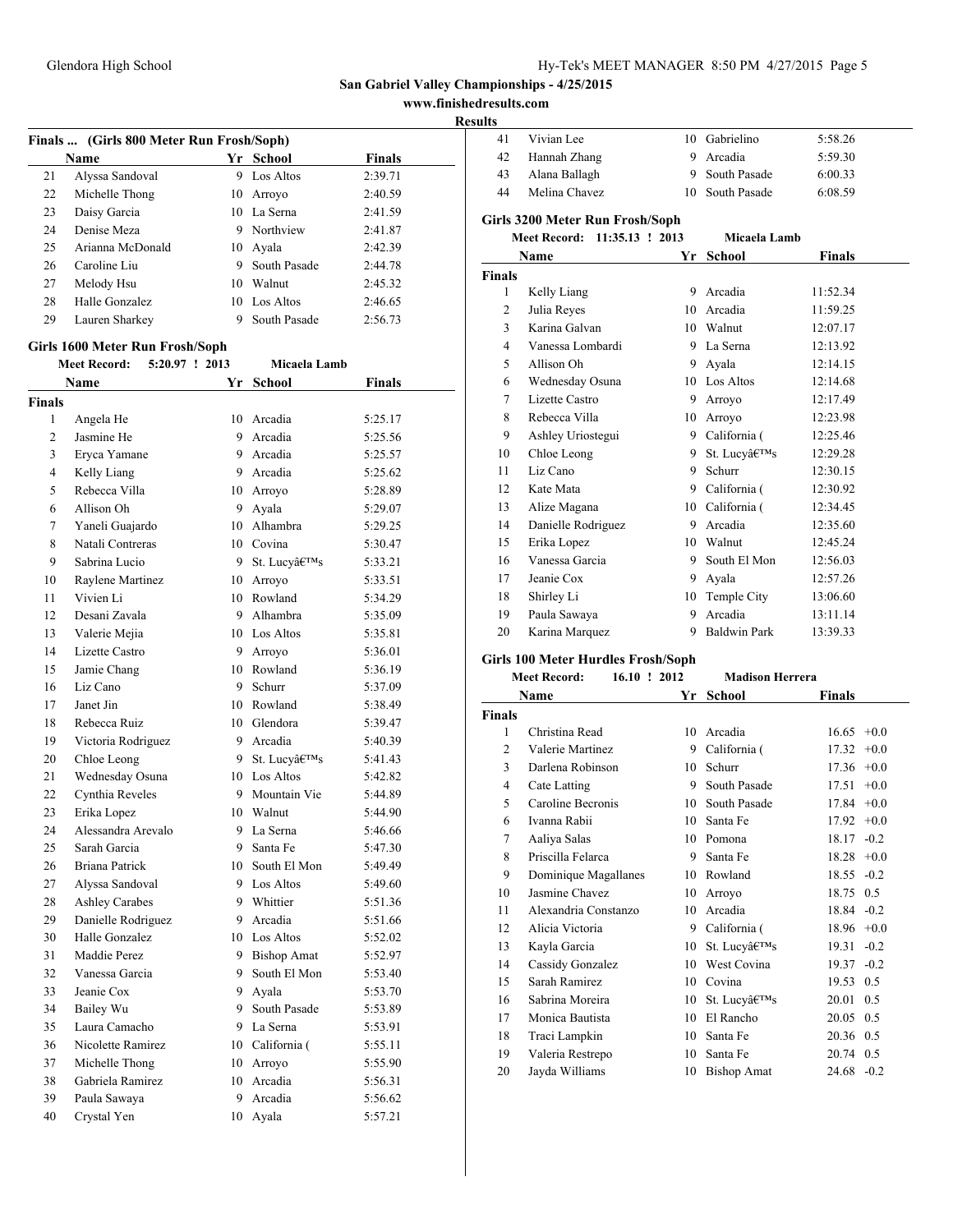## San Gabriel Valley Championships - 4/25/2015

www.finishedresults.com

**Results**

### Finals ... (Girls 800 Meter Run Frosh/Soph)

| | Name | Yr | School | Finals |
|---|---|---|---|---|
| 21 | Alyssa Sandoval | 9 | Los Altos | 2:39.71 |
| 22 | Michelle Thong | 10 | Arroyo | 2:40.59 |
| 23 | Daisy Garcia | 10 | La Serna | 2:41.59 |
| 24 | Denise Meza | 9 | Northview | 2:41.87 |
| 25 | Arianna McDonald | 10 | Ayala | 2:42.39 |
| 26 | Caroline Liu | 9 | South Pasade | 2:44.78 |
| 27 | Melody Hsu | 10 | Walnut | 2:45.32 |
| 28 | Halle Gonzalez | 10 | Los Altos | 2:46.65 |
| 29 | Lauren Sharkey | 9 | South Pasade | 2:56.73 |

### Girls 1600 Meter Run Frosh/Soph

Meet Record: 5:20.97 ! 2013 Micaela Lamb

| | Name | Yr | School | Finals |
|---|---|---|---|---|
| **Finals** | | | | |
| 1 | Angela He | 10 | Arcadia | 5:25.17 |
| 2 | Jasmine He | 9 | Arcadia | 5:25.56 |
| 3 | Eryca Yamane | 9 | Arcadia | 5:25.57 |
| 4 | Kelly Liang | 9 | Arcadia | 5:25.62 |
| 5 | Rebecca Villa | 10 | Arroyo | 5:28.89 |
| 6 | Allison Oh | 9 | Ayala | 5:29.07 |
| 7 | Yaneli Guajardo | 10 | Alhambra | 5:29.25 |
| 8 | Natali Contreras | 10 | Covina | 5:30.47 |
| 9 | Sabrina Lucio | 9 | St. Lucyâ€™s | 5:33.21 |
| 10 | Raylene Martinez | 10 | Arroyo | 5:33.51 |
| 11 | Vivien Li | 10 | Rowland | 5:34.29 |
| 12 | Desani Zavala | 9 | Alhambra | 5:35.09 |
| 13 | Valerie Mejia | 10 | Los Altos | 5:35.81 |
| 14 | Lizette Castro | 9 | Arroyo | 5:36.01 |
| 15 | Jamie Chang | 10 | Rowland | 5:36.19 |
| 16 | Liz Cano | 9 | Schurr | 5:37.09 |
| 17 | Janet Jin | 10 | Rowland | 5:38.49 |
| 18 | Rebecca Ruiz | 10 | Glendora | 5:39.47 |
| 19 | Victoria Rodriguez | 9 | Arcadia | 5:40.39 |
| 20 | Chloe Leong | 9 | St. Lucyâ€™s | 5:41.43 |
| 21 | Wednesday Osuna | 10 | Los Altos | 5:42.82 |
| 22 | Cynthia Reveles | 9 | Mountain Vie | 5:44.89 |
| 23 | Erika Lopez | 10 | Walnut | 5:44.90 |
| 24 | Alessandra Arevalo | 9 | La Serna | 5:46.66 |
| 25 | Sarah Garcia | 9 | Santa Fe | 5:47.30 |
| 26 | Briana Patrick | 10 | South El Mon | 5:49.49 |
| 27 | Alyssa Sandoval | 9 | Los Altos | 5:49.60 |
| 28 | Ashley Carabes | 9 | Whittier | 5:51.36 |
| 29 | Danielle Rodriguez | 9 | Arcadia | 5:51.66 |
| 30 | Halle Gonzalez | 10 | Los Altos | 5:52.02 |
| 31 | Maddie Perez | 9 | Bishop Amat | 5:52.97 |
| 32 | Vanessa Garcia | 9 | South El Mon | 5:53.40 |
| 33 | Jeanie Cox | 9 | Ayala | 5:53.70 |
| 34 | Bailey Wu | 9 | South Pasade | 5:53.89 |
| 35 | Laura Camacho | 9 | La Serna | 5:53.91 |
| 36 | Nicolette Ramirez | 10 | California ( | 5:55.11 |
| 37 | Michelle Thong | 10 | Arroyo | 5:55.90 |
| 38 | Gabriela Ramirez | 10 | Arcadia | 5:56.31 |
| 39 | Paula Sawaya | 9 | Arcadia | 5:56.62 |
| 40 | Crystal Yen | 10 | Ayala | 5:57.21 |
| 41 | Vivian Lee | 10 | Gabrielino | 5:58.26 |
| 42 | Hannah Zhang | 9 | Arcadia | 5:59.30 |
| 43 | Alana Ballagh | 9 | South Pasade | 6:00.33 |
| 44 | Melina Chavez | 10 | South Pasade | 6:08.59 |

### Girls 3200 Meter Run Frosh/Soph

Meet Record: 11:35.13 ! 2013 Micaela Lamb

| | Name | Yr | School | Finals |
|---|---|---|---|---|
| **Finals** | | | | |
| 1 | Kelly Liang | 9 | Arcadia | 11:52.34 |
| 2 | Julia Reyes | 10 | Arcadia | 11:59.25 |
| 3 | Karina Galvan | 10 | Walnut | 12:07.17 |
| 4 | Vanessa Lombardi | 9 | La Serna | 12:13.92 |
| 5 | Allison Oh | 9 | Ayala | 12:14.15 |
| 6 | Wednesday Osuna | 10 | Los Altos | 12:14.68 |
| 7 | Lizette Castro | 9 | Arroyo | 12:17.49 |
| 8 | Rebecca Villa | 10 | Arroyo | 12:23.98 |
| 9 | Ashley Uriostegui | 9 | California ( | 12:25.46 |
| 10 | Chloe Leong | 9 | St. Lucyâ€™s | 12:29.28 |
| 11 | Liz Cano | 9 | Schurr | 12:30.15 |
| 12 | Kate Mata | 9 | California ( | 12:30.92 |
| 13 | Alize Magana | 10 | California ( | 12:34.45 |
| 14 | Danielle Rodriguez | 9 | Arcadia | 12:35.60 |
| 15 | Erika Lopez | 10 | Walnut | 12:45.24 |
| 16 | Vanessa Garcia | 9 | South El Mon | 12:56.03 |
| 17 | Jeanie Cox | 9 | Ayala | 12:57.26 |
| 18 | Shirley Li | 10 | Temple City | 13:06.60 |
| 19 | Paula Sawaya | 9 | Arcadia | 13:11.14 |
| 20 | Karina Marquez | 9 | Baldwin Park | 13:39.33 |

### Girls 100 Meter Hurdles Frosh/Soph

Meet Record: 16.10 ! 2012 Madison Herrera

| | Name | Yr | School | Finals | |
|---|---|---|---|---|---|
| **Finals** | | | | | |
| 1 | Christina Read | 10 | Arcadia | 16.65 | +0.0 |
| 2 | Valerie Martinez | 9 | California ( | 17.32 | +0.0 |
| 3 | Darlena Robinson | 10 | Schurr | 17.36 | +0.0 |
| 4 | Cate Latting | 9 | South Pasade | 17.51 | +0.0 |
| 5 | Caroline Becronis | 10 | South Pasade | 17.84 | +0.0 |
| 6 | Ivanna Rabii | 10 | Santa Fe | 17.92 | +0.0 |
| 7 | Aaliya Salas | 10 | Pomona | 18.17 | -0.2 |
| 8 | Priscilla Felarca | 9 | Santa Fe | 18.28 | +0.0 |
| 9 | Dominique Magallanes | 10 | Rowland | 18.55 | -0.2 |
| 10 | Jasmine Chavez | 10 | Arroyo | 18.75 | 0.5 |
| 11 | Alexandria Constanzo | 10 | Arcadia | 18.84 | -0.2 |
| 12 | Alicia Victoria | 9 | California ( | 18.96 | +0.0 |
| 13 | Kayla Garcia | 10 | St. Lucyâ€™s | 19.31 | -0.2 |
| 14 | Cassidy Gonzalez | 10 | West Covina | 19.37 | -0.2 |
| 15 | Sarah Ramirez | 10 | Covina | 19.53 | 0.5 |
| 16 | Sabrina Moreira | 10 | St. Lucyâ€™s | 20.01 | 0.5 |
| 17 | Monica Bautista | 10 | El Rancho | 20.05 | 0.5 |
| 18 | Traci Lampkin | 10 | Santa Fe | 20.36 | 0.5 |
| 19 | Valeria Restrepo | 10 | Santa Fe | 20.74 | 0.5 |
| 20 | Jayda Williams | 10 | Bishop Amat | 24.68 | -0.2 |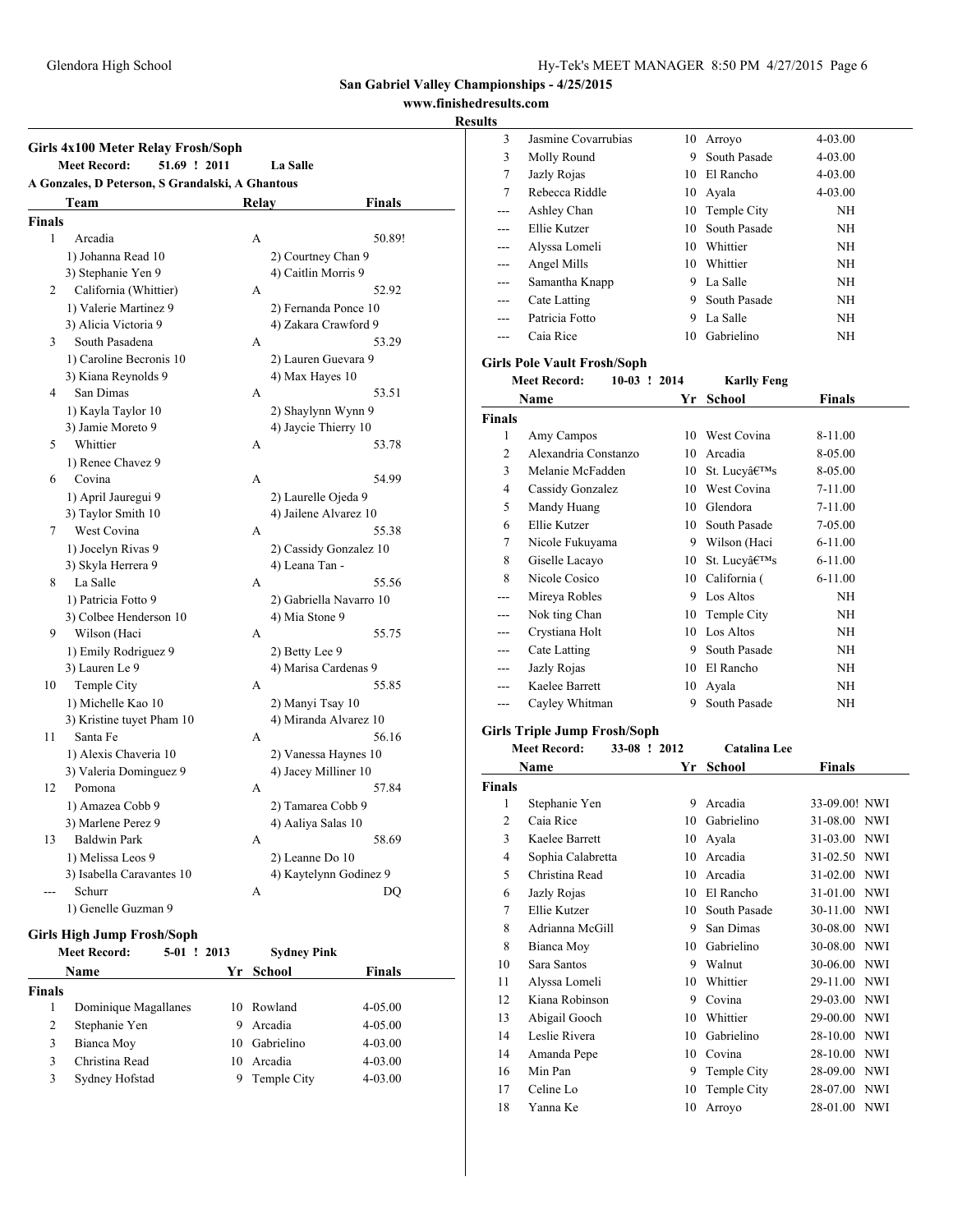## San Gabriel Valley Championships - 4/25/2015

**www.finishedresults.com**

**Results**

### Girls 4x100 Meter Relay Frosh/Soph

**Meet Record:** 51.69 ! 2011 La Salle

A Gonzales, D Peterson, S Grandalski, A Ghantous

| | Team | Relay | Finals |
|---|---|---|---|
| **Finals** | | | |
| 1 | Arcadia | A | 50.89! |
| | 1) Johanna Read 10 | 2) Courtney Chan 9 | |
| | 3) Stephanie Yen 9 | 4) Caitlin Morris 9 | |
| 2 | California (Whittier) | A | 52.92 |
| | 1) Valerie Martinez 9 | 2) Fernanda Ponce 10 | |
| | 3) Alicia Victoria 9 | 4) Zakara Crawford 9 | |
| 3 | South Pasadena | A | 53.29 |
| | 1) Caroline Becronis 10 | 2) Lauren Guevara 9 | |
| | 3) Kiana Reynolds 9 | 4) Max Hayes 10 | |
| 4 | San Dimas | A | 53.51 |
| | 1) Kayla Taylor 10 | 2) Shaylynn Wynn 9 | |
| | 3) Jamie Moreto 9 | 4) Jaycie Thierry 10 | |
| 5 | Whittier | A | 53.78 |
| | 1) Renee Chavez 9 | | |
| 6 | Covina | A | 54.99 |
| | 1) April Jauregui 9 | 2) Laurelle Ojeda 9 | |
| | 3) Taylor Smith 10 | 4) Jailene Alvarez 10 | |
| 7 | West Covina | A | 55.38 |
| | 1) Jocelyn Rivas 9 | 2) Cassidy Gonzalez 10 | |
| | 3) Skyla Herrera 9 | 4) Leana Tan - | |
| 8 | La Salle | A | 55.56 |
| | 1) Patricia Fotto 9 | 2) Gabriella Navarro 10 | |
| | 3) Colbee Henderson 10 | 4) Mia Stone 9 | |
| 9 | Wilson (Haci | A | 55.75 |
| | 1) Emily Rodriguez 9 | 2) Betty Lee 9 | |
| | 3) Lauren Le 9 | 4) Marisa Cardenas 9 | |
| 10 | Temple City | A | 55.85 |
| | 1) Michelle Kao 10 | 2) Manyi Tsay 10 | |
| | 3) Kristine tuyet Pham 10 | 4) Miranda Alvarez 10 | |
| 11 | Santa Fe | A | 56.16 |
| | 1) Alexis Chaveria 10 | 2) Vanessa Haynes 10 | |
| | 3) Valeria Dominguez 9 | 4) Jacey Milliner 10 | |
| 12 | Pomona | A | 57.84 |
| | 1) Amazea Cobb 9 | 2) Tamarea Cobb 9 | |
| | 3) Marlene Perez 9 | 4) Aaliya Salas 10 | |
| 13 | Baldwin Park | A | 58.69 |
| | 1) Melissa Leos 9 | 2) Leanne Do 10 | |
| | 3) Isabella Caravantes 10 | 4) Kaytelynn Godinez 9 | |
| --- | Schurr | A | DQ |
| | 1) Genelle Guzman 9 | | |

### Girls High Jump Frosh/Soph

**Meet Record:** 5-01 ! 2013 Sydney Pink

| | Name | Yr | School | Finals |
|---|---|---|---|---|
| **Finals** | | | | |
| 1 | Dominique Magallanes | 10 | Rowland | 4-05.00 |
| 2 | Stephanie Yen | 9 | Arcadia | 4-05.00 |
| 3 | Bianca Moy | 10 | Gabrielino | 4-03.00 |
| 3 | Christina Read | 10 | Arcadia | 4-03.00 |
| 3 | Sydney Hofstad | 9 | Temple City | 4-03.00 |
| 3 | Jasmine Covarrubias | 10 | Arroyo | 4-03.00 |
| 3 | Molly Round | 9 | South Pasade | 4-03.00 |
| 7 | Jazly Rojas | 10 | El Rancho | 4-03.00 |
| 7 | Rebecca Riddle | 10 | Ayala | 4-03.00 |
| --- | Ashley Chan | 10 | Temple City | NH |
| --- | Ellie Kutzer | 10 | South Pasade | NH |
| --- | Alyssa Lomeli | 10 | Whittier | NH |
| --- | Angel Mills | 10 | Whittier | NH |
| --- | Samantha Knapp | 9 | La Salle | NH |
| --- | Cate Latting | 9 | South Pasade | NH |
| --- | Patricia Fotto | 9 | La Salle | NH |
| --- | Caia Rice | 10 | Gabrielino | NH |

### Girls Pole Vault Frosh/Soph

**Meet Record:** 10-03 ! 2014 Karlly Feng

| | Name | Yr | School | Finals |
|---|---|---|---|---|
| **Finals** | | | | |
| 1 | Amy Campos | 10 | West Covina | 8-11.00 |
| 2 | Alexandria Constanzo | 10 | Arcadia | 8-05.00 |
| 3 | Melanie McFadden | 10 | St. Lucyâ€™s | 8-05.00 |
| 4 | Cassidy Gonzalez | 10 | West Covina | 7-11.00 |
| 5 | Mandy Huang | 10 | Glendora | 7-11.00 |
| 6 | Ellie Kutzer | 10 | South Pasade | 7-05.00 |
| 7 | Nicole Fukuyama | 9 | Wilson (Haci | 6-11.00 |
| 8 | Giselle Lacayo | 10 | St. Lucyâ€™s | 6-11.00 |
| 8 | Nicole Cosico | 10 | California ( | 6-11.00 |
| --- | Mireya Robles | 9 | Los Altos | NH |
| --- | Nok ting Chan | 10 | Temple City | NH |
| --- | Crystiana Holt | 10 | Los Altos | NH |
| --- | Cate Latting | 9 | South Pasade | NH |
| --- | Jazly Rojas | 10 | El Rancho | NH |
| --- | Kaelee Barrett | 10 | Ayala | NH |
| --- | Cayley Whitman | 9 | South Pasade | NH |

### Girls Triple Jump Frosh/Soph

**Meet Record:** 33-08 ! 2012 Catalina Lee

| | Name | Yr | School | Finals | |
|---|---|---|---|---|---|
| **Finals** | | | | | |
| 1 | Stephanie Yen | 9 | Arcadia | 33-09.00! | NWI |
| 2 | Caia Rice | 10 | Gabrielino | 31-08.00 | NWI |
| 3 | Kaelee Barrett | 10 | Ayala | 31-03.00 | NWI |
| 4 | Sophia Calabretta | 10 | Arcadia | 31-02.50 | NWI |
| 5 | Christina Read | 10 | Arcadia | 31-02.00 | NWI |
| 6 | Jazly Rojas | 10 | El Rancho | 31-01.00 | NWI |
| 7 | Ellie Kutzer | 10 | South Pasade | 30-11.00 | NWI |
| 8 | Adrianna McGill | 9 | San Dimas | 30-08.00 | NWI |
| 8 | Bianca Moy | 10 | Gabrielino | 30-08.00 | NWI |
| 10 | Sara Santos | 9 | Walnut | 30-06.00 | NWI |
| 11 | Alyssa Lomeli | 10 | Whittier | 29-11.00 | NWI |
| 12 | Kiana Robinson | 9 | Covina | 29-03.00 | NWI |
| 13 | Abigail Gooch | 10 | Whittier | 29-00.00 | NWI |
| 14 | Leslie Rivera | 10 | Gabrielino | 28-10.00 | NWI |
| 14 | Amanda Pepe | 10 | Covina | 28-10.00 | NWI |
| 16 | Min Pan | 9 | Temple City | 28-09.00 | NWI |
| 17 | Celine Lo | 10 | Temple City | 28-07.00 | NWI |
| 18 | Yanna Ke | 10 | Arroyo | 28-01.00 | NWI |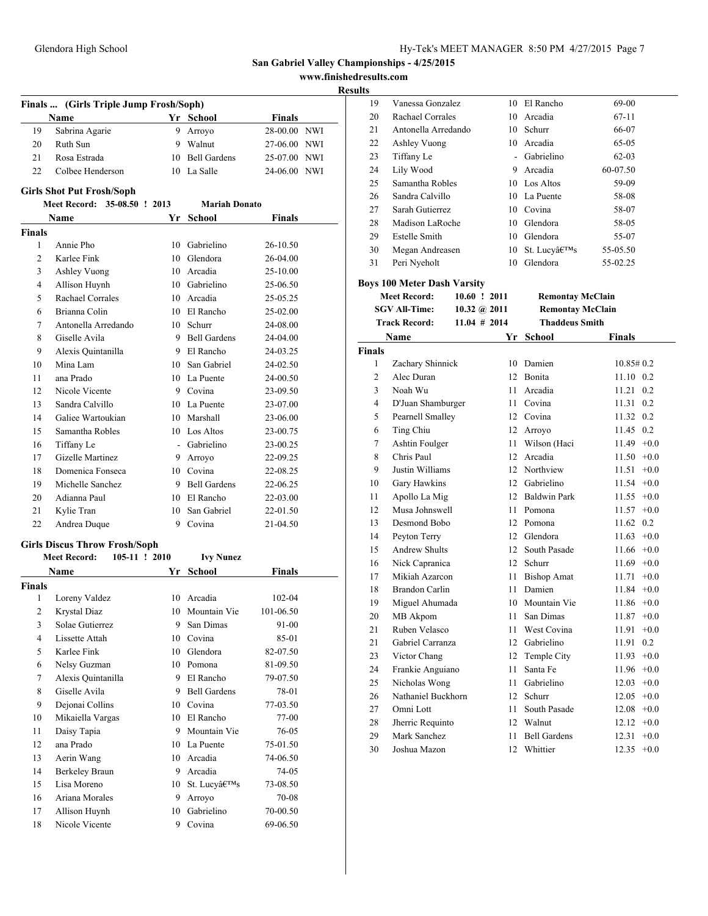## San Gabriel Valley Championships - 4/25/2015

**www.finishedresults.com**

**Results**

### Finals ... (Girls Triple Jump Frosh/Soph)

| | Name | Yr | School | Finals | |
|---|---|---|---|---|---|
| 19 | Sabrina Agarie | 9 | Arroyo | 28-00.00 | NWI |
| 20 | Ruth Sun | 9 | Walnut | 27-06.00 | NWI |
| 21 | Rosa Estrada | 10 | Bell Gardens | 25-07.00 | NWI |
| 22 | Colbee Henderson | 10 | La Salle | 24-06.00 | NWI |

### Girls Shot Put Frosh/Soph

**Meet Record: 35-08.50 ! 2013 Mariah Donato**

**Finals**

| | Name | Yr | School | Finals |
|---|---|---|---|---|
| 1 | Annie Pho | 10 | Gabrielino | 26-10.50 |
| 2 | Karlee Fink | 10 | Glendora | 26-04.00 |
| 3 | Ashley Vuong | 10 | Arcadia | 25-10.00 |
| 4 | Allison Huynh | 10 | Gabrielino | 25-06.50 |
| 5 | Rachael Corrales | 10 | Arcadia | 25-05.25 |
| 6 | Brianna Colin | 10 | El Rancho | 25-02.00 |
| 7 | Antonella Arredando | 10 | Schurr | 24-08.00 |
| 8 | Giselle Avila | 9 | Bell Gardens | 24-04.00 |
| 9 | Alexis Quintanilla | 9 | El Rancho | 24-03.25 |
| 10 | Mina Lam | 10 | San Gabriel | 24-02.50 |
| 11 | ana Prado | 10 | La Puente | 24-00.50 |
| 12 | Nicole Vicente | 9 | Covina | 23-09.50 |
| 13 | Sandra Calvillo | 10 | La Puente | 23-07.00 |
| 14 | Galiee Wartoukian | 10 | Marshall | 23-06.00 |
| 15 | Samantha Robles | 10 | Los Altos | 23-00.75 |
| 16 | Tiffany Le | - | Gabrielino | 23-00.25 |
| 17 | Gizelle Martinez | 9 | Arroyo | 22-09.25 |
| 18 | Domenica Fonseca | 10 | Covina | 22-08.25 |
| 19 | Michelle Sanchez | 9 | Bell Gardens | 22-06.25 |
| 20 | Adianna Paul | 10 | El Rancho | 22-03.00 |
| 21 | Kylie Tran | 10 | San Gabriel | 22-01.50 |
| 22 | Andrea Duque | 9 | Covina | 21-04.50 |

### Girls Discus Throw Frosh/Soph

**Meet Record: 105-11 ! 2010 Ivy Nunez**

**Finals**

| | Name | Yr | School | Finals |
|---|---|---|---|---|
| 1 | Loreny Valdez | 10 | Arcadia | 102-04 |
| 2 | Krystal Diaz | 10 | Mountain Vie | 101-06.50 |
| 3 | Solae Gutierrez | 9 | San Dimas | 91-00 |
| 4 | Lissette Attah | 10 | Covina | 85-01 |
| 5 | Karlee Fink | 10 | Glendora | 82-07.50 |
| 6 | Nelsy Guzman | 10 | Pomona | 81-09.50 |
| 7 | Alexis Quintanilla | 9 | El Rancho | 79-07.50 |
| 8 | Giselle Avila | 9 | Bell Gardens | 78-01 |
| 9 | Dejonai Collins | 10 | Covina | 77-03.50 |
| 10 | Mikaiella Vargas | 10 | El Rancho | 77-00 |
| 11 | Daisy Tapia | 9 | Mountain Vie | 76-05 |
| 12 | ana Prado | 10 | La Puente | 75-01.50 |
| 13 | Aerin Wang | 10 | Arcadia | 74-06.50 |
| 14 | Berkeley Braun | 9 | Arcadia | 74-05 |
| 15 | Lisa Moreno | 10 | St. Lucyâ€™s | 73-08.50 |
| 16 | Ariana Morales | 9 | Arroyo | 70-08 |
| 17 | Allison Huynh | 10 | Gabrielino | 70-00.50 |
| 18 | Nicole Vicente | 9 | Covina | 69-06.50 |
| 19 | Vanessa Gonzalez | 10 | El Rancho | 69-00 |
| 20 | Rachael Corrales | 10 | Arcadia | 67-11 |
| 21 | Antonella Arredando | 10 | Schurr | 66-07 |
| 22 | Ashley Vuong | 10 | Arcadia | 65-05 |
| 23 | Tiffany Le | - | Gabrielino | 62-03 |
| 24 | Lily Wood | 9 | Arcadia | 60-07.50 |
| 25 | Samantha Robles | 10 | Los Altos | 59-09 |
| 26 | Sandra Calvillo | 10 | La Puente | 58-08 |
| 27 | Sarah Gutierrez | 10 | Covina | 58-07 |
| 28 | Madison LaRoche | 10 | Glendora | 58-05 |
| 29 | Estelle Smith | 10 | Glendora | 55-07 |
| 30 | Megan Andreasen | 10 | St. Lucyâ€™s | 55-05.50 |
| 31 | Peri Nyeholt | 10 | Glendora | 55-02.25 |

### Boys 100 Meter Dash Varsity

**Meet Record: 10.60 ! 2011 Remontay McClain**
**SGV All-Time: 10.32 @ 2011 Remontay McClain**
**Track Record: 11.04 # 2014 Thaddeus Smith**

**Finals**

| | Name | Yr | School | Finals | |
|---|---|---|---|---|---|
| 1 | Zachary Shinnick | 10 | Damien | 10.85# | 0.2 |
| 2 | Alec Duran | 12 | Bonita | 11.10 | 0.2 |
| 3 | Noah Wu | 11 | Arcadia | 11.21 | 0.2 |
| 4 | D'Juan Shamburger | 11 | Covina | 11.31 | 0.2 |
| 5 | Pearnell Smalley | 12 | Covina | 11.32 | 0.2 |
| 6 | Ting Chiu | 12 | Arroyo | 11.45 | 0.2 |
| 7 | Ashtin Foulger | 11 | Wilson (Haci | 11.49 | +0.0 |
| 8 | Chris Paul | 12 | Arcadia | 11.50 | +0.0 |
| 9 | Justin Williams | 12 | Northview | 11.51 | +0.0 |
| 10 | Gary Hawkins | 12 | Gabrielino | 11.54 | +0.0 |
| 11 | Apollo La Mig | 12 | Baldwin Park | 11.55 | +0.0 |
| 12 | Musa Johnswell | 11 | Pomona | 11.57 | +0.0 |
| 13 | Desmond Bobo | 12 | Pomona | 11.62 | 0.2 |
| 14 | Peyton Terry | 12 | Glendora | 11.63 | +0.0 |
| 15 | Andrew Shults | 12 | South Pasade | 11.66 | +0.0 |
| 16 | Nick Capranica | 12 | Schurr | 11.69 | +0.0 |
| 17 | Mikiah Azarcon | 11 | Bishop Amat | 11.71 | +0.0 |
| 18 | Brandon Carlin | 11 | Damien | 11.84 | +0.0 |
| 19 | Miguel Ahumada | 10 | Mountain Vie | 11.86 | +0.0 |
| 20 | MB Akpom | 11 | San Dimas | 11.87 | +0.0 |
| 21 | Ruben Velasco | 11 | West Covina | 11.91 | +0.0 |
| 21 | Gabriel Carranza | 12 | Gabrielino | 11.91 | 0.2 |
| 23 | Victor Chang | 12 | Temple City | 11.93 | +0.0 |
| 24 | Frankie Anguiano | 11 | Santa Fe | 11.96 | +0.0 |
| 25 | Nicholas Wong | 11 | Gabrielino | 12.03 | +0.0 |
| 26 | Nathaniel Buckhorn | 12 | Schurr | 12.05 | +0.0 |
| 27 | Omni Lott | 11 | South Pasade | 12.08 | +0.0 |
| 28 | Jherric Requinto | 12 | Walnut | 12.12 | +0.0 |
| 29 | Mark Sanchez | 11 | Bell Gardens | 12.31 | +0.0 |
| 30 | Joshua Mazon | 12 | Whittier | 12.35 | +0.0 |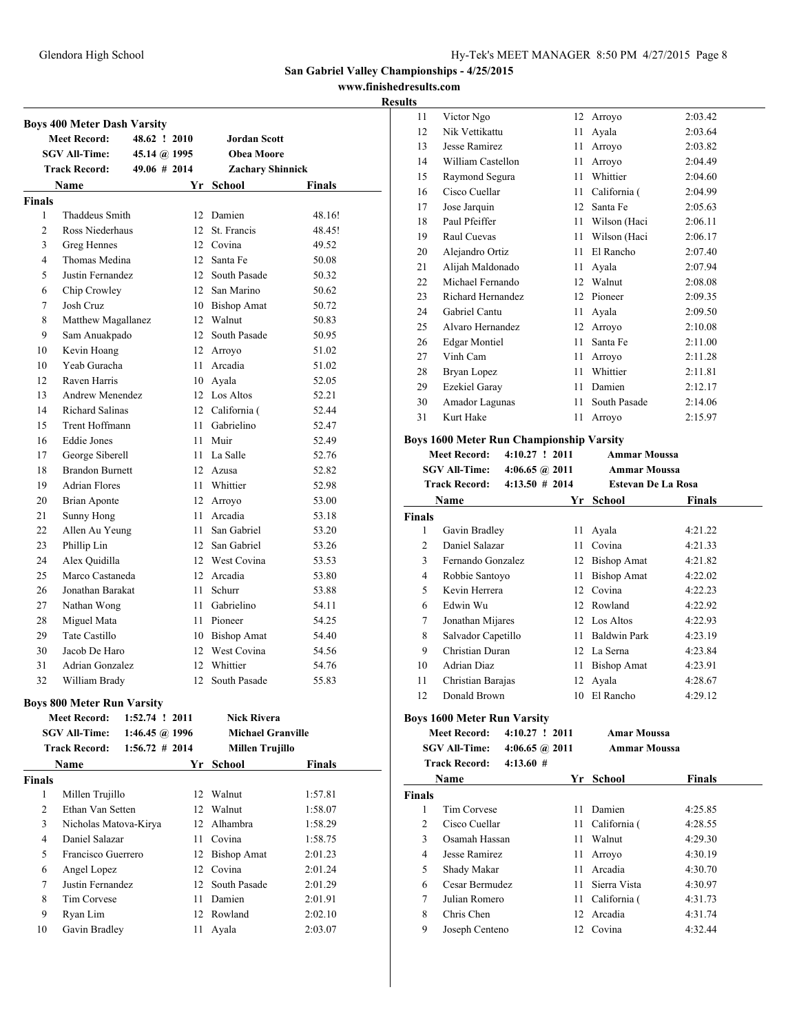## San Gabriel Valley Championships - 4/25/2015

www.finishedresults.com

**Results**

### Boys 400 Meter Dash Varsity

| | | | |
|---|---|---|---|
| Meet Record: | 48.62 ! 2010 | Jordan Scott | |
| SGV All-Time: | 45.14 @ 1995 | Obea Moore | |
| Track Record: | 49.06 # 2014 | Zachary Shinnick | |

| | Name | Yr | School | Finals |
|---|---|---|---|---|
| **Finals** | | | | |
| 1 | Thaddeus Smith | 12 | Damien | 48.16! |
| 2 | Ross Niederhaus | 12 | St. Francis | 48.45! |
| 3 | Greg Hennes | 12 | Covina | 49.52 |
| 4 | Thomas Medina | 12 | Santa Fe | 50.08 |
| 5 | Justin Fernandez | 12 | South Pasade | 50.32 |
| 6 | Chip Crowley | 12 | San Marino | 50.62 |
| 7 | Josh Cruz | 10 | Bishop Amat | 50.72 |
| 8 | Matthew Magallanez | 12 | Walnut | 50.83 |
| 9 | Sam Anuakpado | 12 | South Pasade | 50.95 |
| 10 | Kevin Hoang | 12 | Arroyo | 51.02 |
| 10 | Yeab Guracha | 11 | Arcadia | 51.02 |
| 12 | Raven Harris | 10 | Ayala | 52.05 |
| 13 | Andrew Menendez | 12 | Los Altos | 52.21 |
| 14 | Richard Salinas | 12 | California ( | 52.44 |
| 15 | Trent Hoffmann | 11 | Gabrielino | 52.47 |
| 16 | Eddie Jones | 11 | Muir | 52.49 |
| 17 | George Siberell | 11 | La Salle | 52.76 |
| 18 | Brandon Burnett | 12 | Azusa | 52.82 |
| 19 | Adrian Flores | 11 | Whittier | 52.98 |
| 20 | Brian Aponte | 12 | Arroyo | 53.00 |
| 21 | Sunny Hong | 11 | Arcadia | 53.18 |
| 22 | Allen Au Yeung | 11 | San Gabriel | 53.20 |
| 23 | Phillip Lin | 12 | San Gabriel | 53.26 |
| 24 | Alex Quidilla | 12 | West Covina | 53.53 |
| 25 | Marco Castaneda | 12 | Arcadia | 53.80 |
| 26 | Jonathan Barakat | 11 | Schurr | 53.88 |
| 27 | Nathan Wong | 11 | Gabrielino | 54.11 |
| 28 | Miguel Mata | 11 | Pioneer | 54.25 |
| 29 | Tate Castillo | 10 | Bishop Amat | 54.40 |
| 30 | Jacob De Haro | 12 | West Covina | 54.56 |
| 31 | Adrian Gonzalez | 12 | Whittier | 54.76 |
| 32 | William Brady | 12 | South Pasade | 55.83 |

### Boys 800 Meter Run Varsity

| | | | |
|---|---|---|---|
| Meet Record: | 1:52.74 ! 2011 | Nick Rivera | |
| SGV All-Time: | 1:46.45 @ 1996 | Michael Granville | |
| Track Record: | 1:56.72 # 2014 | Millen Trujillo | |

| | Name | Yr | School | Finals |
|---|---|---|---|---|
| **Finals** | | | | |
| 1 | Millen Trujillo | 12 | Walnut | 1:57.81 |
| 2 | Ethan Van Setten | 12 | Walnut | 1:58.07 |
| 3 | Nicholas Matova-Kirya | 12 | Alhambra | 1:58.29 |
| 4 | Daniel Salazar | 11 | Covina | 1:58.75 |
| 5 | Francisco Guerrero | 12 | Bishop Amat | 2:01.23 |
| 6 | Angel Lopez | 12 | Covina | 2:01.24 |
| 7 | Justin Fernandez | 12 | South Pasade | 2:01.29 |
| 8 | Tim Corvese | 11 | Damien | 2:01.91 |
| 9 | Ryan Lim | 12 | Rowland | 2:02.10 |
| 10 | Gavin Bradley | 11 | Ayala | 2:03.07 |
| 11 | Victor Ngo | 12 | Arroyo | 2:03.42 |
| 12 | Nik Vettikattu | 11 | Ayala | 2:03.64 |
| 13 | Jesse Ramirez | 11 | Arroyo | 2:03.82 |
| 14 | William Castellon | 11 | Arroyo | 2:04.49 |
| 15 | Raymond Segura | 11 | Whittier | 2:04.60 |
| 16 | Cisco Cuellar | 11 | California ( | 2:04.99 |
| 17 | Jose Jarquin | 12 | Santa Fe | 2:05.63 |
| 18 | Paul Pfeiffer | 11 | Wilson (Haci | 2:06.11 |
| 19 | Raul Cuevas | 11 | Wilson (Haci | 2:06.17 |
| 20 | Alejandro Ortiz | 11 | El Rancho | 2:07.40 |
| 21 | Alijah Maldonado | 11 | Ayala | 2:07.94 |
| 22 | Michael Fernando | 12 | Walnut | 2:08.08 |
| 23 | Richard Hernandez | 12 | Pioneer | 2:09.35 |
| 24 | Gabriel Cantu | 11 | Ayala | 2:09.50 |
| 25 | Alvaro Hernandez | 12 | Arroyo | 2:10.08 |
| 26 | Edgar Montiel | 11 | Santa Fe | 2:11.00 |
| 27 | Vinh Cam | 11 | Arroyo | 2:11.28 |
| 28 | Bryan Lopez | 11 | Whittier | 2:11.81 |
| 29 | Ezekiel Garay | 11 | Damien | 2:12.17 |
| 30 | Amador Lagunas | 11 | South Pasade | 2:14.06 |
| 31 | Kurt Hake | 11 | Arroyo | 2:15.97 |

### Boys 1600 Meter Run Championship Varsity

| | | | |
|---|---|---|---|
| Meet Record: | 4:10.27 ! 2011 | Ammar Moussa | |
| SGV All-Time: | 4:06.65 @ 2011 | Ammar Moussa | |
| Track Record: | 4:13.50 # 2014 | Estevan De La Rosa | |

| | Name | Yr | School | Finals |
|---|---|---|---|---|
| **Finals** | | | | |
| 1 | Gavin Bradley | 11 | Ayala | 4:21.22 |
| 2 | Daniel Salazar | 11 | Covina | 4:21.33 |
| 3 | Fernando Gonzalez | 12 | Bishop Amat | 4:21.82 |
| 4 | Robbie Santoyo | 11 | Bishop Amat | 4:22.02 |
| 5 | Kevin Herrera | 12 | Covina | 4:22.23 |
| 6 | Edwin Wu | 12 | Rowland | 4:22.92 |
| 7 | Jonathan Mijares | 12 | Los Altos | 4:22.93 |
| 8 | Salvador Capetillo | 11 | Baldwin Park | 4:23.19 |
| 9 | Christian Duran | 12 | La Serna | 4:23.84 |
| 10 | Adrian Diaz | 11 | Bishop Amat | 4:23.91 |
| 11 | Christian Barajas | 12 | Ayala | 4:28.67 |
| 12 | Donald Brown | 10 | El Rancho | 4:29.12 |

### Boys 1600 Meter Run Varsity

| | | | |
|---|---|---|---|
| Meet Record: | 4:10.27 ! 2011 | Amar Moussa | |
| SGV All-Time: | 4:06.65 @ 2011 | Ammar Moussa | |
| Track Record: | 4:13.60 # | | |

| | Name | Yr | School | Finals |
|---|---|---|---|---|
| **Finals** | | | | |
| 1 | Tim Corvese | 11 | Damien | 4:25.85 |
| 2 | Cisco Cuellar | 11 | California ( | 4:28.55 |
| 3 | Osamah Hassan | 11 | Walnut | 4:29.30 |
| 4 | Jesse Ramirez | 11 | Arroyo | 4:30.19 |
| 5 | Shady Makar | 11 | Arcadia | 4:30.70 |
| 6 | Cesar Bermudez | 11 | Sierra Vista | 4:30.97 |
| 7 | Julian Romero | 11 | California ( | 4:31.73 |
| 8 | Chris Chen | 12 | Arcadia | 4:31.74 |
| 9 | Joseph Centeno | 12 | Covina | 4:32.44 |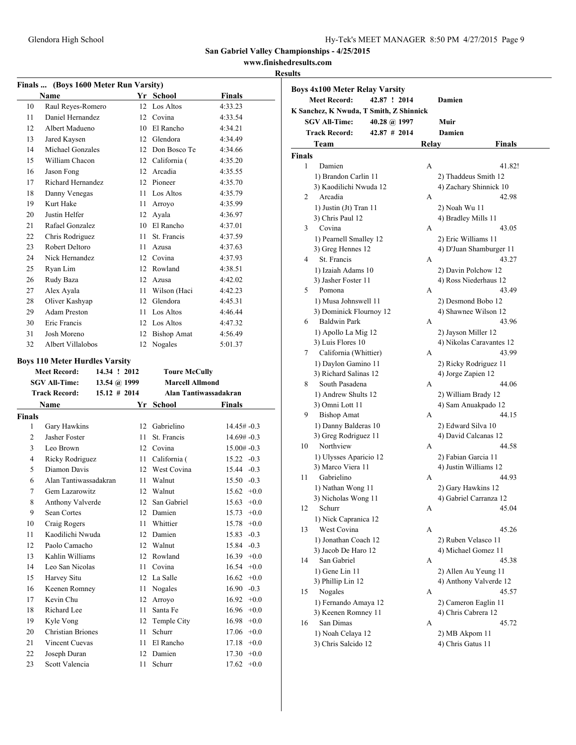## San Gabriel Valley Championships - 4/25/2015

www.finishedresults.com

**Results**

### Finals ... (Boys 1600 Meter Run Varsity)

| | Name | Yr | School | Finals |
|---|---|---|---|---|
| 10 | Raul Reyes-Romero | 12 | Los Altos | 4:33.23 |
| 11 | Daniel Hernandez | 12 | Covina | 4:33.54 |
| 12 | Albert Madueno | 10 | El Rancho | 4:34.21 |
| 13 | Jared Kaysen | 12 | Glendora | 4:34.49 |
| 14 | Michael Gonzales | 12 | Don Bosco Te | 4:34.66 |
| 15 | William Chacon | 12 | California ( | 4:35.20 |
| 16 | Jason Fong | 12 | Arcadia | 4:35.55 |
| 17 | Richard Hernandez | 12 | Pioneer | 4:35.70 |
| 18 | Danny Venegas | 11 | Los Altos | 4:35.79 |
| 19 | Kurt Hake | 11 | Arroyo | 4:35.99 |
| 20 | Justin Helfer | 12 | Ayala | 4:36.97 |
| 21 | Rafael Gonzalez | 10 | El Rancho | 4:37.01 |
| 22 | Chris Rodriguez | 11 | St. Francis | 4:37.59 |
| 23 | Robert Deltoro | 11 | Azusa | 4:37.63 |
| 24 | Nick Hernandez | 12 | Covina | 4:37.93 |
| 25 | Ryan Lim | 12 | Rowland | 4:38.51 |
| 26 | Rudy Baza | 12 | Azusa | 4:42.02 |
| 27 | Alex Ayala | 11 | Wilson (Haci | 4:42.23 |
| 28 | Oliver Kashyap | 12 | Glendora | 4:45.31 |
| 29 | Adam Preston | 11 | Los Altos | 4:46.44 |
| 30 | Eric Francis | 12 | Los Altos | 4:47.32 |
| 31 | Josh Moreno | 12 | Bishop Amat | 4:56.49 |
| 32 | Albert Villalobos | 12 | Nogales | 5:01.37 |

### Boys 110 Meter Hurdles Varsity

Meet Record: 14.34 ! 2012 Toure McCully
SGV All-Time: 13.54 @ 1999 Marcell Allmond
Track Record: 15.12 # 2014 Alan Tantiwassadakran

**Finals**

| | Name | Yr | School | Finals | Wind |
|---|---|---|---|---|---|
| 1 | Gary Hawkins | 12 | Gabrielino | 14.45# | -0.3 |
| 2 | Jasher Foster | 11 | St. Francis | 14.69# | -0.3 |
| 3 | Leo Brown | 12 | Covina | 15.00# | -0.3 |
| 4 | Ricky Rodriguez | 11 | California ( | 15.22 | -0.3 |
| 5 | Diamon Davis | 12 | West Covina | 15.44 | -0.3 |
| 6 | Alan Tantiwassadakran | 11 | Walnut | 15.50 | -0.3 |
| 7 | Gem Lazarowitz | 12 | Walnut | 15.62 | +0.0 |
| 8 | Anthony Valverde | 12 | San Gabriel | 15.63 | +0.0 |
| 9 | Sean Cortes | 12 | Damien | 15.73 | +0.0 |
| 10 | Craig Rogers | 11 | Whittier | 15.78 | +0.0 |
| 11 | Kaodilichi Nwuda | 12 | Damien | 15.83 | -0.3 |
| 12 | Paolo Camacho | 12 | Walnut | 15.84 | -0.3 |
| 13 | Kahlin Williams | 12 | Rowland | 16.39 | +0.0 |
| 14 | Leo San Nicolas | 11 | Covina | 16.54 | +0.0 |
| 15 | Harvey Situ | 12 | La Salle | 16.62 | +0.0 |
| 16 | Keenen Romney | 11 | Nogales | 16.90 | -0.3 |
| 17 | Kevin Chu | 12 | Arroyo | 16.92 | +0.0 |
| 18 | Richard Lee | 11 | Santa Fe | 16.96 | +0.0 |
| 19 | Kyle Vong | 12 | Temple City | 16.98 | +0.0 |
| 20 | Christian Briones | 11 | Schurr | 17.06 | +0.0 |
| 21 | Vincent Cuevas | 11 | El Rancho | 17.18 | +0.0 |
| 22 | Joseph Duran | 12 | Damien | 17.30 | +0.0 |
| 23 | Scott Valencia | 11 | Schurr | 17.62 | +0.0 |

### Boys 4x100 Meter Relay Varsity

Meet Record: 42.87 ! 2014 Damien
K Sanchez, K Nwuda, T Smith, Z Shinnick
SGV All-Time: 40.28 @ 1997 Muir
Track Record: 42.87 # 2014 Damien

**Finals**

| | Team | Relay | Finals |
|---|---|---|---|
| 1 | Damien | A | 41.82! |
| | 1) Brandon Carlin 11, 2) Thaddeus Smith 12, 3) Kaodilichi Nwuda 12, 4) Zachary Shinnick 10 | | |
| 2 | Arcadia | A | 42.98 |
| | 1) Justin (Jt) Tran 11, 2) Noah Wu 11, 3) Chris Paul 12, 4) Bradley Mills 11 | | |
| 3 | Covina | A | 43.05 |
| | 1) Pearnell Smalley 12, 2) Eric Williams 11, 3) Greg Hennes 12, 4) D'Juan Shamburger 11 | | |
| 4 | St. Francis | A | 43.27 |
| | 1) Izaiah Adams 10, 2) Davin Polchow 12, 3) Jasher Foster 11, 4) Ross Niederhaus 12 | | |
| 5 | Pomona | A | 43.49 |
| | 1) Musa Johnswell 11, 2) Desmond Bobo 12, 3) Dominick Flournoy 12, 4) Shawnee Wilson 12 | | |
| 6 | Baldwin Park | A | 43.96 |
| | 1) Apollo La Mig 12, 2) Jayson Miller 12, 3) Luis Flores 10, 4) Nikolas Caravantes 12 | | |
| 7 | California (Whittier) | A | 43.99 |
| | 1) Daylon Gamino 11, 2) Ricky Rodriguez 11, 3) Richard Salinas 12, 4) Jorge Zapien 12 | | |
| 8 | South Pasadena | A | 44.06 |
| | 1) Andrew Shults 12, 2) William Brady 12, 3) Omni Lott 11, 4) Sam Anuakpado 12 | | |
| 9 | Bishop Amat | A | 44.15 |
| | 1) Danny Balderas 10, 2) Edward Silva 10, 3) Greg Rodriguez 11, 4) David Calcanas 12 | | |
| 10 | Northview | A | 44.58 |
| | 1) Ulysses Aparicio 12, 2) Fabian Garcia 11, 3) Marco Viera 11, 4) Justin Williams 12 | | |
| 11 | Gabrielino | A | 44.93 |
| | 1) Nathan Wong 11, 2) Gary Hawkins 12, 3) Nicholas Wong 11, 4) Gabriel Carranza 12 | | |
| 12 | Schurr | A | 45.04 |
| | 1) Nick Capranica 12 | | |
| 13 | West Covina | A | 45.26 |
| | 1) Jonathan Coach 12, 2) Ruben Velasco 11, 3) Jacob De Haro 12, 4) Michael Gomez 11 | | |
| 14 | San Gabriel | A | 45.38 |
| | 1) Gene Lin 11, 2) Allen Au Yeung 11, 3) Phillip Lin 12, 4) Anthony Valverde 12 | | |
| 15 | Nogales | A | 45.57 |
| | 1) Fernando Amaya 12, 2) Cameron Eaglin 11, 3) Keenen Romney 11, 4) Chris Cabrera 12 | | |
| 16 | San Dimas | A | 45.72 |
| | 1) Noah Celaya 12, 2) MB Akpom 11, 3) Chris Salcido 12, 4) Chris Gatus 11 | | |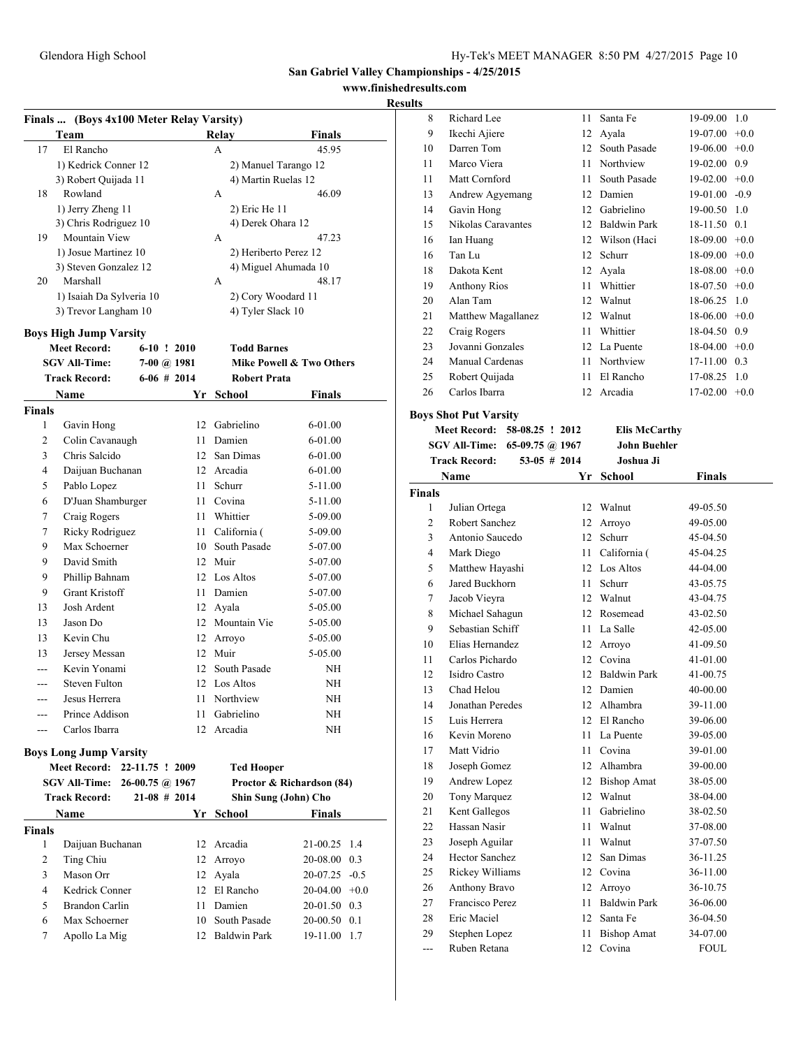San Gabriel Valley Championships - 4/25/2015

www.finishedresults.com

**Results**

**Finals ... (Boys 4x100 Meter Relay Varsity)**

| | Team | Relay | Finals |
|---|---|---|---|
| 17 | El Rancho | A | 45.95 |
| | 1) Kedrick Conner 12 | 2) Manuel Tarango 12 | |
| | 3) Robert Quijada 11 | 4) Martin Ruelas 12 | |
| 18 | Rowland | A | 46.09 |
| | 1) Jerry Zheng 11 | 2) Eric He 11 | |
| | 3) Chris Rodriguez 10 | 4) Derek Ohara 12 | |
| 19 | Mountain View | A | 47.23 |
| | 1) Josue Martinez 10 | 2) Heriberto Perez 12 | |
| | 3) Steven Gonzalez 12 | 4) Miguel Ahumada 10 | |
| 20 | Marshall | A | 48.17 |
| | 1) Isaiah Da Sylveria 10 | 2) Cory Woodard 11 | |
| | 3) Trevor Langham 10 | 4) Tyler Slack 10 | |

**Boys High Jump Varsity**

| | | |
|---|---|---|
| Meet Record: | 6-10 ! 2010 | Todd Barnes |
| SGV All-Time: | 7-00 @ 1981 | Mike Powell & Two Others |
| Track Record: | 6-06 # 2014 | Robert Prata |

**Finals**

| | Name | Yr | School | Finals |
|---|---|---|---|---|
| 1 | Gavin Hong | 12 | Gabrielino | 6-01.00 |
| 2 | Colin Cavanaugh | 11 | Damien | 6-01.00 |
| 3 | Chris Salcido | 12 | San Dimas | 6-01.00 |
| 4 | Daijuan Buchanan | 12 | Arcadia | 6-01.00 |
| 5 | Pablo Lopez | 11 | Schurr | 5-11.00 |
| 6 | D'Juan Shamburger | 11 | Covina | 5-11.00 |
| 7 | Craig Rogers | 11 | Whittier | 5-09.00 |
| 7 | Ricky Rodriguez | 11 | California ( | 5-09.00 |
| 9 | Max Schoerner | 10 | South Pasade | 5-07.00 |
| 9 | David Smith | 12 | Muir | 5-07.00 |
| 9 | Phillip Bahnam | 12 | Los Altos | 5-07.00 |
| 9 | Grant Kristoff | 11 | Damien | 5-07.00 |
| 13 | Josh Ardent | 12 | Ayala | 5-05.00 |
| 13 | Jason Do | 12 | Mountain Vie | 5-05.00 |
| 13 | Kevin Chu | 12 | Arroyo | 5-05.00 |
| 13 | Jersey Messan | 12 | Muir | 5-05.00 |
| --- | Kevin Yonami | 12 | South Pasade | NH |
| --- | Steven Fulton | 12 | Los Altos | NH |
| --- | Jesus Herrera | 11 | Northview | NH |
| --- | Prince Addison | 11 | Gabrielino | NH |
| --- | Carlos Ibarra | 12 | Arcadia | NH |

**Boys Long Jump Varsity**

| | | |
|---|---|---|
| Meet Record: | 22-11.75 ! 2009 | Ted Hooper |
| SGV All-Time: | 26-00.75 @ 1967 | Proctor & Richardson (84) |
| Track Record: | 21-08 # 2014 | Shin Sung (John) Cho |

**Finals**

| | Name | Yr | School | Finals | Wind |
|---|---|---|---|---|---|
| 1 | Daijuan Buchanan | 12 | Arcadia | 21-00.25 | 1.4 |
| 2 | Ting Chiu | 12 | Arroyo | 20-08.00 | 0.3 |
| 3 | Mason Orr | 12 | Ayala | 20-07.25 | -0.5 |
| 4 | Kedrick Conner | 12 | El Rancho | 20-04.00 | +0.0 |
| 5 | Brandon Carlin | 11 | Damien | 20-01.50 | 0.3 |
| 6 | Max Schoerner | 10 | South Pasade | 20-00.50 | 0.1 |
| 7 | Apollo La Mig | 12 | Baldwin Park | 19-11.00 | 1.7 |
| 8 | Richard Lee | 11 | Santa Fe | 19-09.00 | 1.0 |
| 9 | Ikechi Ajiere | 12 | Ayala | 19-07.00 | +0.0 |
| 10 | Darren Tom | 12 | South Pasade | 19-06.00 | +0.0 |
| 11 | Marco Viera | 11 | Northview | 19-02.00 | 0.9 |
| 11 | Matt Cornford | 11 | South Pasade | 19-02.00 | +0.0 |
| 13 | Andrew Agyemang | 12 | Damien | 19-01.00 | -0.9 |
| 14 | Gavin Hong | 12 | Gabrielino | 19-00.50 | 1.0 |
| 15 | Nikolas Caravantes | 12 | Baldwin Park | 18-11.50 | 0.1 |
| 16 | Ian Huang | 12 | Wilson (Haci | 18-09.00 | +0.0 |
| 16 | Tan Lu | 12 | Schurr | 18-09.00 | +0.0 |
| 18 | Dakota Kent | 12 | Ayala | 18-08.00 | +0.0 |
| 19 | Anthony Rios | 11 | Whittier | 18-07.50 | +0.0 |
| 20 | Alan Tam | 12 | Walnut | 18-06.25 | 1.0 |
| 21 | Matthew Magallanez | 12 | Walnut | 18-06.00 | +0.0 |
| 22 | Craig Rogers | 11 | Whittier | 18-04.50 | 0.9 |
| 23 | Jovanni Gonzales | 12 | La Puente | 18-04.00 | +0.0 |
| 24 | Manual Cardenas | 11 | Northview | 17-11.00 | 0.3 |
| 25 | Robert Quijada | 11 | El Rancho | 17-08.25 | 1.0 |
| 26 | Carlos Ibarra | 12 | Arcadia | 17-02.00 | +0.0 |

**Boys Shot Put Varsity**

| | | |
|---|---|---|
| Meet Record: | 58-08.25 ! 2012 | Elis McCarthy |
| SGV All-Time: | 65-09.75 @ 1967 | John Buehler |
| Track Record: | 53-05 # 2014 | Joshua Ji |

**Finals**

| | Name | Yr | School | Finals |
|---|---|---|---|---|
| 1 | Julian Ortega | 12 | Walnut | 49-05.50 |
| 2 | Robert Sanchez | 12 | Arroyo | 49-05.00 |
| 3 | Antonio Saucedo | 12 | Schurr | 45-04.50 |
| 4 | Mark Diego | 11 | California ( | 45-04.25 |
| 5 | Matthew Hayashi | 12 | Los Altos | 44-04.00 |
| 6 | Jared Buckhorn | 11 | Schurr | 43-05.75 |
| 7 | Jacob Vieyra | 12 | Walnut | 43-04.75 |
| 8 | Michael Sahagun | 12 | Rosemead | 43-02.50 |
| 9 | Sebastian Schiff | 11 | La Salle | 42-05.00 |
| 10 | Elias Hernandez | 12 | Arroyo | 41-09.50 |
| 11 | Carlos Pichardo | 12 | Covina | 41-01.00 |
| 12 | Isidro Castro | 12 | Baldwin Park | 41-00.75 |
| 13 | Chad Helou | 12 | Damien | 40-00.00 |
| 14 | Jonathan Peredes | 12 | Alhambra | 39-11.00 |
| 15 | Luis Herrera | 12 | El Rancho | 39-06.00 |
| 16 | Kevin Moreno | 11 | La Puente | 39-05.00 |
| 17 | Matt Vidrio | 11 | Covina | 39-01.00 |
| 18 | Joseph Gomez | 12 | Alhambra | 39-00.00 |
| 19 | Andrew Lopez | 12 | Bishop Amat | 38-05.00 |
| 20 | Tony Marquez | 12 | Walnut | 38-04.00 |
| 21 | Kent Gallegos | 11 | Gabrielino | 38-02.50 |
| 22 | Hassan Nasir | 11 | Walnut | 37-08.00 |
| 23 | Joseph Aguilar | 11 | Walnut | 37-07.50 |
| 24 | Hector Sanchez | 12 | San Dimas | 36-11.25 |
| 25 | Rickey Williams | 12 | Covina | 36-11.00 |
| 26 | Anthony Bravo | 12 | Arroyo | 36-10.75 |
| 27 | Francisco Perez | 11 | Baldwin Park | 36-06.00 |
| 28 | Eric Maciel | 12 | Santa Fe | 36-04.50 |
| 29 | Stephen Lopez | 11 | Bishop Amat | 34-07.00 |
| --- | Ruben Retana | 12 | Covina | FOUL |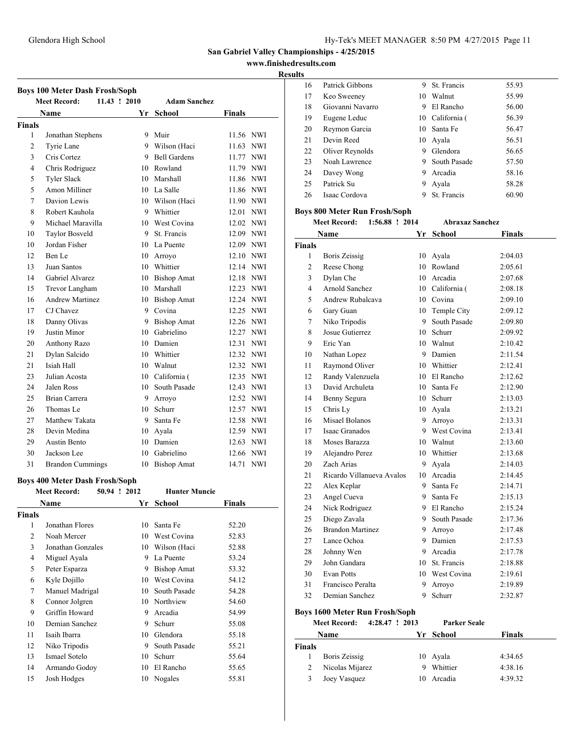**San Gabriel Valley Championships - 4/25/2015**

**www.finishedresults.com**

**Results**

### Boys 100 Meter Dash Frosh/Soph

Meet Record: 11.43 ! 2010 Adam Sanchez

| | Name | Yr | School | Finals | |
|---|---|---|---|---|---|
| **Finals** | | | | | |
| 1 | Jonathan Stephens | 9 | Muir | 11.56 | NWI |
| 2 | Tyrie Lane | 9 | Wilson (Haci | 11.63 | NWI |
| 3 | Cris Cortez | 9 | Bell Gardens | 11.77 | NWI |
| 4 | Chris Rodriguez | 10 | Rowland | 11.79 | NWI |
| 5 | Tyler Slack | 10 | Marshall | 11.86 | NWI |
| 5 | Amon Milliner | 10 | La Salle | 11.86 | NWI |
| 7 | Davion Lewis | 10 | Wilson (Haci | 11.90 | NWI |
| 8 | Robert Kauhola | 9 | Whittier | 12.01 | NWI |
| 9 | Michael Maravilla | 10 | West Covina | 12.02 | NWI |
| 10 | Taylor Bosveld | 9 | St. Francis | 12.09 | NWI |
| 10 | Jordan Fisher | 10 | La Puente | 12.09 | NWI |
| 12 | Ben Le | 10 | Arroyo | 12.10 | NWI |
| 13 | Juan Santos | 10 | Whittier | 12.14 | NWI |
| 14 | Gabriel Alvarez | 10 | Bishop Amat | 12.18 | NWI |
| 15 | Trevor Langham | 10 | Marshall | 12.23 | NWI |
| 16 | Andrew Martinez | 10 | Bishop Amat | 12.24 | NWI |
| 17 | CJ Chavez | 9 | Covina | 12.25 | NWI |
| 18 | Danny Olivas | 9 | Bishop Amat | 12.26 | NWI |
| 19 | Justin Minor | 10 | Gabrielino | 12.27 | NWI |
| 20 | Anthony Razo | 10 | Damien | 12.31 | NWI |
| 21 | Dylan Salcido | 10 | Whittier | 12.32 | NWI |
| 21 | Isiah Hall | 10 | Walnut | 12.32 | NWI |
| 23 | Julian Acosta | 10 | California ( | 12.35 | NWI |
| 24 | Jalen Ross | 10 | South Pasade | 12.43 | NWI |
| 25 | Brian Carrera | 9 | Arroyo | 12.52 | NWI |
| 26 | Thomas Le | 10 | Schurr | 12.57 | NWI |
| 27 | Matthew Takata | 9 | Santa Fe | 12.58 | NWI |
| 28 | Devin Medina | 10 | Ayala | 12.59 | NWI |
| 29 | Austin Bento | 10 | Damien | 12.63 | NWI |
| 30 | Jackson Lee | 10 | Gabrielino | 12.66 | NWI |
| 31 | Brandon Cummings | 10 | Bishop Amat | 14.71 | NWI |

### Boys 400 Meter Dash Frosh/Soph

Meet Record: 50.94 ! 2012 Hunter Muncie

| | Name | Yr | School | Finals |
|---|---|---|---|---|
| **Finals** | | | | |
| 1 | Jonathan Flores | 10 | Santa Fe | 52.20 |
| 2 | Noah Mercer | 10 | West Covina | 52.83 |
| 3 | Jonathan Gonzales | 10 | Wilson (Haci | 52.88 |
| 4 | Miguel Ayala | 9 | La Puente | 53.24 |
| 5 | Peter Esparza | 9 | Bishop Amat | 53.32 |
| 6 | Kyle Dojillo | 10 | West Covina | 54.12 |
| 7 | Manuel Madrigal | 10 | South Pasade | 54.28 |
| 8 | Connor Jolgren | 10 | Northview | 54.60 |
| 9 | Griffin Howard | 9 | Arcadia | 54.99 |
| 10 | Demian Sanchez | 9 | Schurr | 55.08 |
| 11 | Isaih Ibarra | 10 | Glendora | 55.18 |
| 12 | Niko Tripodis | 9 | South Pasade | 55.21 |
| 13 | Ismael Sotelo | 10 | Schurr | 55.64 |
| 14 | Armando Godoy | 10 | El Rancho | 55.65 |
| 15 | Josh Hodges | 10 | Nogales | 55.81 |
| 16 | Patrick Gibbons | 9 | St. Francis | 55.93 |
| 17 | Keo Sweeney | 10 | Walnut | 55.99 |
| 18 | Giovanni Navarro | 9 | El Rancho | 56.00 |
| 19 | Eugene Leduc | 10 | California ( | 56.39 |
| 20 | Reymon Garcia | 10 | Santa Fe | 56.47 |
| 21 | Devin Reed | 10 | Ayala | 56.51 |
| 22 | Oliver Reynolds | 9 | Glendora | 56.65 |
| 23 | Noah Lawrence | 9 | South Pasade | 57.50 |
| 24 | Davey Wong | 9 | Arcadia | 58.16 |
| 25 | Patrick Su | 9 | Ayala | 58.28 |
| 26 | Isaac Cordova | 9 | St. Francis | 60.90 |

### Boys 800 Meter Run Frosh/Soph

Meet Record: 1:56.88 ! 2014 Abraxaz Sanchez

| | Name | Yr | School | Finals |
|---|---|---|---|---|
| **Finals** | | | | |
| 1 | Boris Zeissig | 10 | Ayala | 2:04.03 |
| 2 | Reese Chong | 10 | Rowland | 2:05.61 |
| 3 | Dylan Che | 10 | Arcadia | 2:07.68 |
| 4 | Arnold Sanchez | 10 | California ( | 2:08.18 |
| 5 | Andrew Rubalcava | 10 | Covina | 2:09.10 |
| 6 | Gary Guan | 10 | Temple City | 2:09.12 |
| 7 | Niko Tripodis | 9 | South Pasade | 2:09.80 |
| 8 | Josue Gutierrez | 10 | Schurr | 2:09.92 |
| 9 | Eric Yan | 10 | Walnut | 2:10.42 |
| 10 | Nathan Lopez | 9 | Damien | 2:11.54 |
| 11 | Raymond Oliver | 10 | Whittier | 2:12.41 |
| 12 | Randy Valenzuela | 10 | El Rancho | 2:12.62 |
| 13 | David Archuleta | 10 | Santa Fe | 2:12.90 |
| 14 | Benny Segura | 10 | Schurr | 2:13.03 |
| 15 | Chris Ly | 10 | Ayala | 2:13.21 |
| 16 | Misael Bolanos | 9 | Arroyo | 2:13.31 |
| 17 | Isaac Granados | 9 | West Covina | 2:13.41 |
| 18 | Moses Barazza | 10 | Walnut | 2:13.60 |
| 19 | Alejandro Perez | 10 | Whittier | 2:13.68 |
| 20 | Zach Arias | 9 | Ayala | 2:14.03 |
| 21 | Ricardo Villanueva Avalos | 10 | Arcadia | 2:14.45 |
| 22 | Alex Keplar | 9 | Santa Fe | 2:14.71 |
| 23 | Angel Cueva | 9 | Santa Fe | 2:15.13 |
| 24 | Nick Rodriguez | 9 | El Rancho | 2:15.24 |
| 25 | Diego Zavala | 9 | South Pasade | 2:17.36 |
| 26 | Brandon Martinez | 9 | Arroyo | 2:17.48 |
| 27 | Lance Ochoa | 9 | Damien | 2:17.53 |
| 28 | Johnny Wen | 9 | Arcadia | 2:17.78 |
| 29 | John Gandara | 10 | St. Francis | 2:18.88 |
| 30 | Evan Potts | 10 | West Covina | 2:19.61 |
| 31 | Francisco Peralta | 9 | Arroyo | 2:19.89 |
| 32 | Demian Sanchez | 9 | Schurr | 2:32.87 |

### Boys 1600 Meter Run Frosh/Soph

Meet Record: 4:28.47 ! 2013 Parker Seale

| | Name | Yr | School | Finals |
|---|---|---|---|---|
| **Finals** | | | | |
| 1 | Boris Zeissig | 10 | Ayala | 4:34.65 |
| 2 | Nicolas Mijarez | 9 | Whittier | 4:38.16 |
| 3 | Joey Vasquez | 10 | Arcadia | 4:39.32 |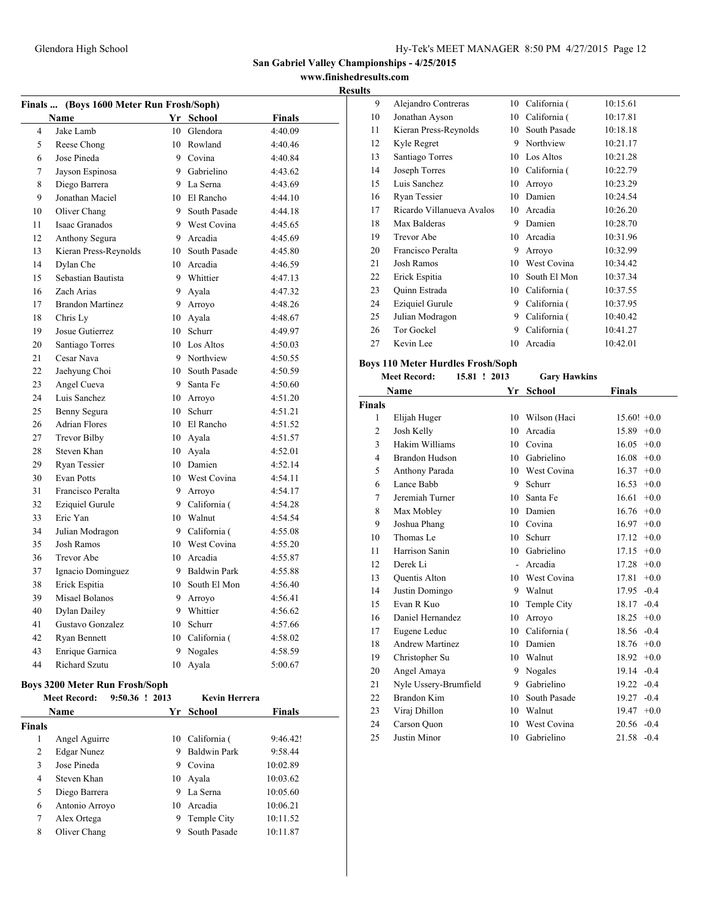## San Gabriel Valley Championships - 4/25/2015

**www.finishedresults.com**

**Results**

### Finals ... (Boys 1600 Meter Run Frosh/Soph)

| | Name | Yr | School | Finals |
|---|---|---|---|---|
| 4 | Jake Lamb | 10 | Glendora | 4:40.09 |
| 5 | Reese Chong | 10 | Rowland | 4:40.46 |
| 6 | Jose Pineda | 9 | Covina | 4:40.84 |
| 7 | Jayson Espinosa | 9 | Gabrielino | 4:43.62 |
| 8 | Diego Barrera | 9 | La Serna | 4:43.69 |
| 9 | Jonathan Maciel | 10 | El Rancho | 4:44.10 |
| 10 | Oliver Chang | 9 | South Pasade | 4:44.18 |
| 11 | Isaac Granados | 9 | West Covina | 4:45.65 |
| 12 | Anthony Segura | 9 | Arcadia | 4:45.69 |
| 13 | Kieran Press-Reynolds | 10 | South Pasade | 4:45.80 |
| 14 | Dylan Che | 10 | Arcadia | 4:46.59 |
| 15 | Sebastian Bautista | 9 | Whittier | 4:47.13 |
| 16 | Zach Arias | 9 | Ayala | 4:47.32 |
| 17 | Brandon Martinez | 9 | Arroyo | 4:48.26 |
| 18 | Chris Ly | 10 | Ayala | 4:48.67 |
| 19 | Josue Gutierrez | 10 | Schurr | 4:49.97 |
| 20 | Santiago Torres | 10 | Los Altos | 4:50.03 |
| 21 | Cesar Nava | 9 | Northview | 4:50.55 |
| 22 | Jaehyung Choi | 10 | South Pasade | 4:50.59 |
| 23 | Angel Cueva | 9 | Santa Fe | 4:50.60 |
| 24 | Luis Sanchez | 10 | Arroyo | 4:51.20 |
| 25 | Benny Segura | 10 | Schurr | 4:51.21 |
| 26 | Adrian Flores | 10 | El Rancho | 4:51.52 |
| 27 | Trevor Bilby | 10 | Ayala | 4:51.57 |
| 28 | Steven Khan | 10 | Ayala | 4:52.01 |
| 29 | Ryan Tessier | 10 | Damien | 4:52.14 |
| 30 | Evan Potts | 10 | West Covina | 4:54.11 |
| 31 | Francisco Peralta | 9 | Arroyo | 4:54.17 |
| 32 | Eziquiel Gurule | 9 | California ( | 4:54.28 |
| 33 | Eric Yan | 10 | Walnut | 4:54.54 |
| 34 | Julian Modragon | 9 | California ( | 4:55.08 |
| 35 | Josh Ramos | 10 | West Covina | 4:55.20 |
| 36 | Trevor Abe | 10 | Arcadia | 4:55.87 |
| 37 | Ignacio Dominguez | 9 | Baldwin Park | 4:55.88 |
| 38 | Erick Espitia | 10 | South El Mon | 4:56.40 |
| 39 | Misael Bolanos | 9 | Arroyo | 4:56.41 |
| 40 | Dylan Dailey | 9 | Whittier | 4:56.62 |
| 41 | Gustavo Gonzalez | 10 | Schurr | 4:57.66 |
| 42 | Ryan Bennett | 10 | California ( | 4:58.02 |
| 43 | Enrique Garnica | 9 | Nogales | 4:58.59 |
| 44 | Richard Szutu | 10 | Ayala | 5:00.67 |

### Boys 3200 Meter Run Frosh/Soph

**Meet Record:** 9:50.36 ! 2013 Kevin Herrera

**Finals**

| | Name | Yr | School | Finals |
|---|---|---|---|---|
| 1 | Angel Aguirre | 10 | California ( | 9:46.42! |
| 2 | Edgar Nunez | 9 | Baldwin Park | 9:58.44 |
| 3 | Jose Pineda | 9 | Covina | 10:02.89 |
| 4 | Steven Khan | 10 | Ayala | 10:03.62 |
| 5 | Diego Barrera | 9 | La Serna | 10:05.60 |
| 6 | Antonio Arroyo | 10 | Arcadia | 10:06.21 |
| 7 | Alex Ortega | 9 | Temple City | 10:11.52 |
| 8 | Oliver Chang | 9 | South Pasade | 10:11.87 |
| 9 | Alejandro Contreras | 10 | California ( | 10:15.61 |
| 10 | Jonathan Ayson | 10 | California ( | 10:17.81 |
| 11 | Kieran Press-Reynolds | 10 | South Pasade | 10:18.18 |
| 12 | Kyle Regret | 9 | Northview | 10:21.17 |
| 13 | Santiago Torres | 10 | Los Altos | 10:21.28 |
| 14 | Joseph Torres | 10 | California ( | 10:22.79 |
| 15 | Luis Sanchez | 10 | Arroyo | 10:23.29 |
| 16 | Ryan Tessier | 10 | Damien | 10:24.54 |
| 17 | Ricardo Villanueva Avalos | 10 | Arcadia | 10:26.20 |
| 18 | Max Balderas | 9 | Damien | 10:28.70 |
| 19 | Trevor Abe | 10 | Arcadia | 10:31.96 |
| 20 | Francisco Peralta | 9 | Arroyo | 10:32.99 |
| 21 | Josh Ramos | 10 | West Covina | 10:34.42 |
| 22 | Erick Espitia | 10 | South El Mon | 10:37.34 |
| 23 | Quinn Estrada | 10 | California ( | 10:37.55 |
| 24 | Eziquiel Gurule | 9 | California ( | 10:37.95 |
| 25 | Julian Modragon | 9 | California ( | 10:40.42 |
| 26 | Tor Gockel | 9 | California ( | 10:41.27 |
| 27 | Kevin Lee | 10 | Arcadia | 10:42.01 |

### Boys 110 Meter Hurdles Frosh/Soph

**Meet Record:** 15.81 ! 2013 Gary Hawkins

**Finals**

| | Name | Yr | School | Finals | Wind |
|---|---|---|---|---|---|
| 1 | Elijah Huger | 10 | Wilson (Haci | 15.60! | +0.0 |
| 2 | Josh Kelly | 10 | Arcadia | 15.89 | +0.0 |
| 3 | Hakim Williams | 10 | Covina | 16.05 | +0.0 |
| 4 | Brandon Hudson | 10 | Gabrielino | 16.08 | +0.0 |
| 5 | Anthony Parada | 10 | West Covina | 16.37 | +0.0 |
| 6 | Lance Babb | 9 | Schurr | 16.53 | +0.0 |
| 7 | Jeremiah Turner | 10 | Santa Fe | 16.61 | +0.0 |
| 8 | Max Mobley | 10 | Damien | 16.76 | +0.0 |
| 9 | Joshua Phang | 10 | Covina | 16.97 | +0.0 |
| 10 | Thomas Le | 10 | Schurr | 17.12 | +0.0 |
| 11 | Harrison Sanin | 10 | Gabrielino | 17.15 | +0.0 |
| 12 | Derek Li | - | Arcadia | 17.28 | +0.0 |
| 13 | Quentis Alton | 10 | West Covina | 17.81 | +0.0 |
| 14 | Justin Domingo | 9 | Walnut | 17.95 | -0.4 |
| 15 | Evan R Kuo | 10 | Temple City | 18.17 | -0.4 |
| 16 | Daniel Hernandez | 10 | Arroyo | 18.25 | +0.0 |
| 17 | Eugene Leduc | 10 | California ( | 18.56 | -0.4 |
| 18 | Andrew Martinez | 10 | Damien | 18.76 | +0.0 |
| 19 | Christopher Su | 10 | Walnut | 18.92 | +0.0 |
| 20 | Angel Amaya | 9 | Nogales | 19.14 | -0.4 |
| 21 | Nyle Ussery-Brumfield | 9 | Gabrielino | 19.22 | -0.4 |
| 22 | Brandon Kim | 10 | South Pasade | 19.27 | -0.4 |
| 23 | Viraj Dhillon | 10 | Walnut | 19.47 | +0.0 |
| 24 | Carson Quon | 10 | West Covina | 20.56 | -0.4 |
| 25 | Justin Minor | 10 | Gabrielino | 21.58 | -0.4 |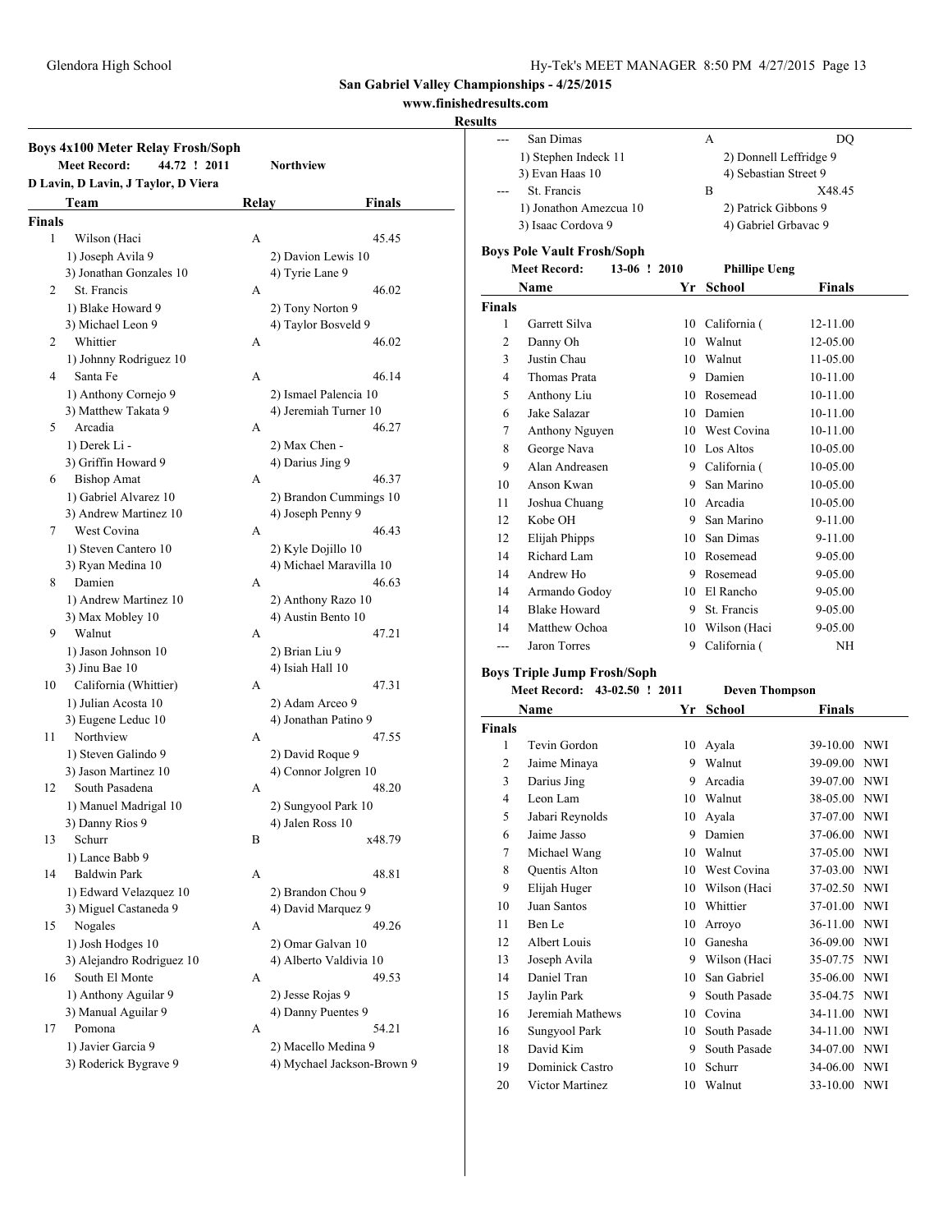**San Gabriel Valley Championships - 4/25/2015**

**www.finishedresults.com**

**Results**

### Boys 4x100 Meter Relay Frosh/Soph

**Meet Record:** 44.72 ! 2011 **Northview**
D Lavin, D Lavin, J Taylor, D Viera

| | Team | Relay | Finals |
|---|---|---|---|
| **Finals** | | | |
| 1 | Wilson (Haci | A | 45.45 |
| | 1) Joseph Avila 9 | 2) Davion Lewis 10 | |
| | 3) Jonathan Gonzales 10 | 4) Tyrie Lane 9 | |
| 2 | St. Francis | A | 46.02 |
| | 1) Blake Howard 9 | 2) Tony Norton 9 | |
| | 3) Michael Leon 9 | 4) Taylor Bosveld 9 | |
| 2 | Whittier | A | 46.02 |
| | 1) Johnny Rodriguez 10 | | |
| 4 | Santa Fe | A | 46.14 |
| | 1) Anthony Cornejo 9 | 2) Ismael Palencia 10 | |
| | 3) Matthew Takata 9 | 4) Jeremiah Turner 10 | |
| 5 | Arcadia | A | 46.27 |
| | 1) Derek Li - | 2) Max Chen - | |
| | 3) Griffin Howard 9 | 4) Darius Jing 9 | |
| 6 | Bishop Amat | A | 46.37 |
| | 1) Gabriel Alvarez 10 | 2) Brandon Cummings 10 | |
| | 3) Andrew Martinez 10 | 4) Joseph Penny 9 | |
| 7 | West Covina | A | 46.43 |
| | 1) Steven Cantero 10 | 2) Kyle Dojillo 10 | |
| | 3) Ryan Medina 10 | 4) Michael Maravilla 10 | |
| 8 | Damien | A | 46.63 |
| | 1) Andrew Martinez 10 | 2) Anthony Razo 10 | |
| | 3) Max Mobley 10 | 4) Austin Bento 10 | |
| 9 | Walnut | A | 47.21 |
| | 1) Jason Johnson 10 | 2) Brian Liu 9 | |
| | 3) Jinu Bae 10 | 4) Isiah Hall 10 | |
| 10 | California (Whittier) | A | 47.31 |
| | 1) Julian Acosta 10 | 2) Adam Arceo 9 | |
| | 3) Eugene Leduc 10 | 4) Jonathan Patino 9 | |
| 11 | Northview | A | 47.55 |
| | 1) Steven Galindo 9 | 2) David Roque 9 | |
| | 3) Jason Martinez 10 | 4) Connor Jolgren 10 | |
| 12 | South Pasadena | A | 48.20 |
| | 1) Manuel Madrigal 10 | 2) Sungyool Park 10 | |
| | 3) Danny Rios 9 | 4) Jalen Ross 10 | |
| 13 | Schurr | B | x48.79 |
| | 1) Lance Babb 9 | | |
| 14 | Baldwin Park | A | 48.81 |
| | 1) Edward Velazquez 10 | 2) Brandon Chou 9 | |
| | 3) Miguel Castaneda 9 | 4) David Marquez 9 | |
| 15 | Nogales | A | 49.26 |
| | 1) Josh Hodges 10 | 2) Omar Galvan 10 | |
| | 3) Alejandro Rodriguez 10 | 4) Alberto Valdivia 10 | |
| 16 | South El Monte | A | 49.53 |
| | 1) Anthony Aguilar 9 | 2) Jesse Rojas 9 | |
| | 3) Manual Aguilar 9 | 4) Danny Puentes 9 | |
| 17 | Pomona | A | 54.21 |
| | 1) Javier Garcia 9 | 2) Macello Medina 9 | |
| | 3) Roderick Bygrave 9 | 4) Mychael Jackson-Brown 9 | |
| --- | San Dimas | A | DQ |
| | 1) Stephen Indeck 11 | 2) Donnell Leffridge 9 | |
| | 3) Evan Haas 10 | 4) Sebastian Street 9 | |
| --- | St. Francis | B | X48.45 |
| | 1) Jonathon Amezcua 10 | 2) Patrick Gibbons 9 | |
| | 3) Isaac Cordova 9 | 4) Gabriel Grbavac 9 | |

### Boys Pole Vault Frosh/Soph

**Meet Record:** 13-06 ! 2010 **Phillipe Ueng**

| | Name | Yr | School | Finals |
|---|---|---|---|---|
| **Finals** | | | | |
| 1 | Garrett Silva | 10 | California ( | 12-11.00 |
| 2 | Danny Oh | 10 | Walnut | 12-05.00 |
| 3 | Justin Chau | 10 | Walnut | 11-05.00 |
| 4 | Thomas Prata | 9 | Damien | 10-11.00 |
| 5 | Anthony Liu | 10 | Rosemead | 10-11.00 |
| 6 | Jake Salazar | 10 | Damien | 10-11.00 |
| 7 | Anthony Nguyen | 10 | West Covina | 10-11.00 |
| 8 | George Nava | 10 | Los Altos | 10-05.00 |
| 9 | Alan Andreasen | 9 | California ( | 10-05.00 |
| 10 | Anson Kwan | 9 | San Marino | 10-05.00 |
| 11 | Joshua Chuang | 10 | Arcadia | 10-05.00 |
| 12 | Kobe OH | 9 | San Marino | 9-11.00 |
| 12 | Elijah Phipps | 10 | San Dimas | 9-11.00 |
| 14 | Richard Lam | 10 | Rosemead | 9-05.00 |
| 14 | Andrew Ho | 9 | Rosemead | 9-05.00 |
| 14 | Armando Godoy | 10 | El Rancho | 9-05.00 |
| 14 | Blake Howard | 9 | St. Francis | 9-05.00 |
| 14 | Matthew Ochoa | 10 | Wilson (Haci | 9-05.00 |
| --- | Jaron Torres | 9 | California ( | NH |

### Boys Triple Jump Frosh/Soph

**Meet Record:** 43-02.50 ! 2011 **Deven Thompson**

| | Name | Yr | School | Finals | |
|---|---|---|---|---|---|
| **Finals** | | | | | |
| 1 | Tevin Gordon | 10 | Ayala | 39-10.00 | NWI |
| 2 | Jaime Minaya | 9 | Walnut | 39-09.00 | NWI |
| 3 | Darius Jing | 9 | Arcadia | 39-07.00 | NWI |
| 4 | Leon Lam | 10 | Walnut | 38-05.00 | NWI |
| 5 | Jabari Reynolds | 10 | Ayala | 37-07.00 | NWI |
| 6 | Jaime Jasso | 9 | Damien | 37-06.00 | NWI |
| 7 | Michael Wang | 10 | Walnut | 37-05.00 | NWI |
| 8 | Quentis Alton | 10 | West Covina | 37-03.00 | NWI |
| 9 | Elijah Huger | 10 | Wilson (Haci | 37-02.50 | NWI |
| 10 | Juan Santos | 10 | Whittier | 37-01.00 | NWI |
| 11 | Ben Le | 10 | Arroyo | 36-11.00 | NWI |
| 12 | Albert Louis | 10 | Ganesha | 36-09.00 | NWI |
| 13 | Joseph Avila | 9 | Wilson (Haci | 35-07.75 | NWI |
| 14 | Daniel Tran | 10 | San Gabriel | 35-06.00 | NWI |
| 15 | Jaylin Park | 9 | South Pasade | 35-04.75 | NWI |
| 16 | Jeremiah Mathews | 10 | Covina | 34-11.00 | NWI |
| 16 | Sungyool Park | 10 | South Pasade | 34-11.00 | NWI |
| 18 | David Kim | 9 | South Pasade | 34-07.00 | NWI |
| 19 | Dominick Castro | 10 | Schurr | 34-06.00 | NWI |
| 20 | Victor Martinez | 10 | Walnut | 33-10.00 | NWI |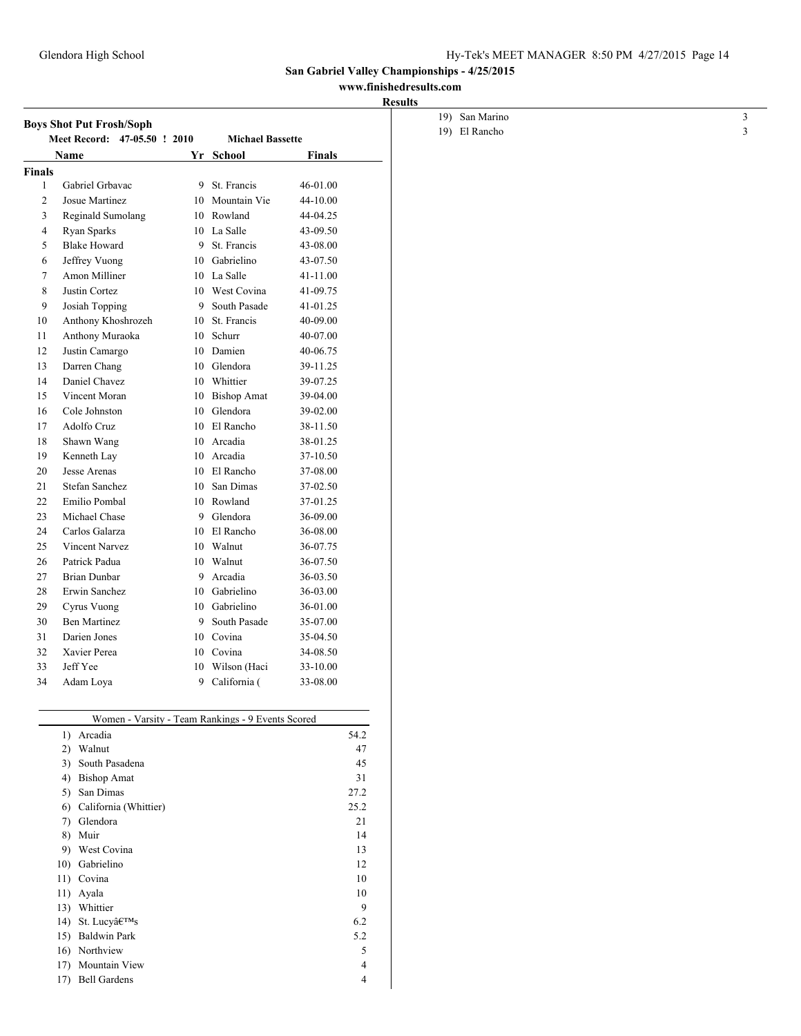**San Gabriel Valley Championships - 4/25/2015**

**www.finishedresults.com**

**Results**

### Boys Shot Put Frosh/Soph

Meet Record: 47-05.50 ! 2010 Michael Bassette

| | Name | Yr | School | Finals |
|---|---|---|---|---|
| **Finals** | | | | |
| 1 | Gabriel Grbavac | 9 | St. Francis | 46-01.00 |
| 2 | Josue Martinez | 10 | Mountain Vie | 44-10.00 |
| 3 | Reginald Sumolang | 10 | Rowland | 44-04.25 |
| 4 | Ryan Sparks | 10 | La Salle | 43-09.50 |
| 5 | Blake Howard | 9 | St. Francis | 43-08.00 |
| 6 | Jeffrey Vuong | 10 | Gabrielino | 43-07.50 |
| 7 | Amon Milliner | 10 | La Salle | 41-11.00 |
| 8 | Justin Cortez | 10 | West Covina | 41-09.75 |
| 9 | Josiah Topping | 9 | South Pasade | 41-01.25 |
| 10 | Anthony Khoshrozeh | 10 | St. Francis | 40-09.00 |
| 11 | Anthony Muraoka | 10 | Schurr | 40-07.00 |
| 12 | Justin Camargo | 10 | Damien | 40-06.75 |
| 13 | Darren Chang | 10 | Glendora | 39-11.25 |
| 14 | Daniel Chavez | 10 | Whittier | 39-07.25 |
| 15 | Vincent Moran | 10 | Bishop Amat | 39-04.00 |
| 16 | Cole Johnston | 10 | Glendora | 39-02.00 |
| 17 | Adolfo Cruz | 10 | El Rancho | 38-11.50 |
| 18 | Shawn Wang | 10 | Arcadia | 38-01.25 |
| 19 | Kenneth Lay | 10 | Arcadia | 37-10.50 |
| 20 | Jesse Arenas | 10 | El Rancho | 37-08.00 |
| 21 | Stefan Sanchez | 10 | San Dimas | 37-02.50 |
| 22 | Emilio Pombal | 10 | Rowland | 37-01.25 |
| 23 | Michael Chase | 9 | Glendora | 36-09.00 |
| 24 | Carlos Galarza | 10 | El Rancho | 36-08.00 |
| 25 | Vincent Narvez | 10 | Walnut | 36-07.75 |
| 26 | Patrick Padua | 10 | Walnut | 36-07.50 |
| 27 | Brian Dunbar | 9 | Arcadia | 36-03.50 |
| 28 | Erwin Sanchez | 10 | Gabrielino | 36-03.00 |
| 29 | Cyrus Vuong | 10 | Gabrielino | 36-01.00 |
| 30 | Ben Martinez | 9 | South Pasade | 35-07.00 |
| 31 | Darien Jones | 10 | Covina | 35-04.50 |
| 32 | Xavier Perea | 10 | Covina | 34-08.50 |
| 33 | Jeff Yee | 10 | Wilson (Haci | 33-10.00 |
| 34 | Adam Loya | 9 | California ( | 33-08.00 |

| Women - Varsity - Team Rankings - 9 Events Scored | |
|---|---|
| 1) Arcadia | 54.2 |
| 2) Walnut | 47 |
| 3) South Pasadena | 45 |
| 4) Bishop Amat | 31 |
| 5) San Dimas | 27.2 |
| 6) California (Whittier) | 25.2 |
| 7) Glendora | 21 |
| 8) Muir | 14 |
| 9) West Covina | 13 |
| 10) Gabrielino | 12 |
| 11) Covina | 10 |
| 11) Ayala | 10 |
| 13) Whittier | 9 |
| 14) St. Lucyâ€™s | 6.2 |
| 15) Baldwin Park | 5.2 |
| 16) Northview | 5 |
| 17) Mountain View | 4 |
| 17) Bell Gardens | 4 |
| 19) San Marino | 3 |
| 19) El Rancho | 3 |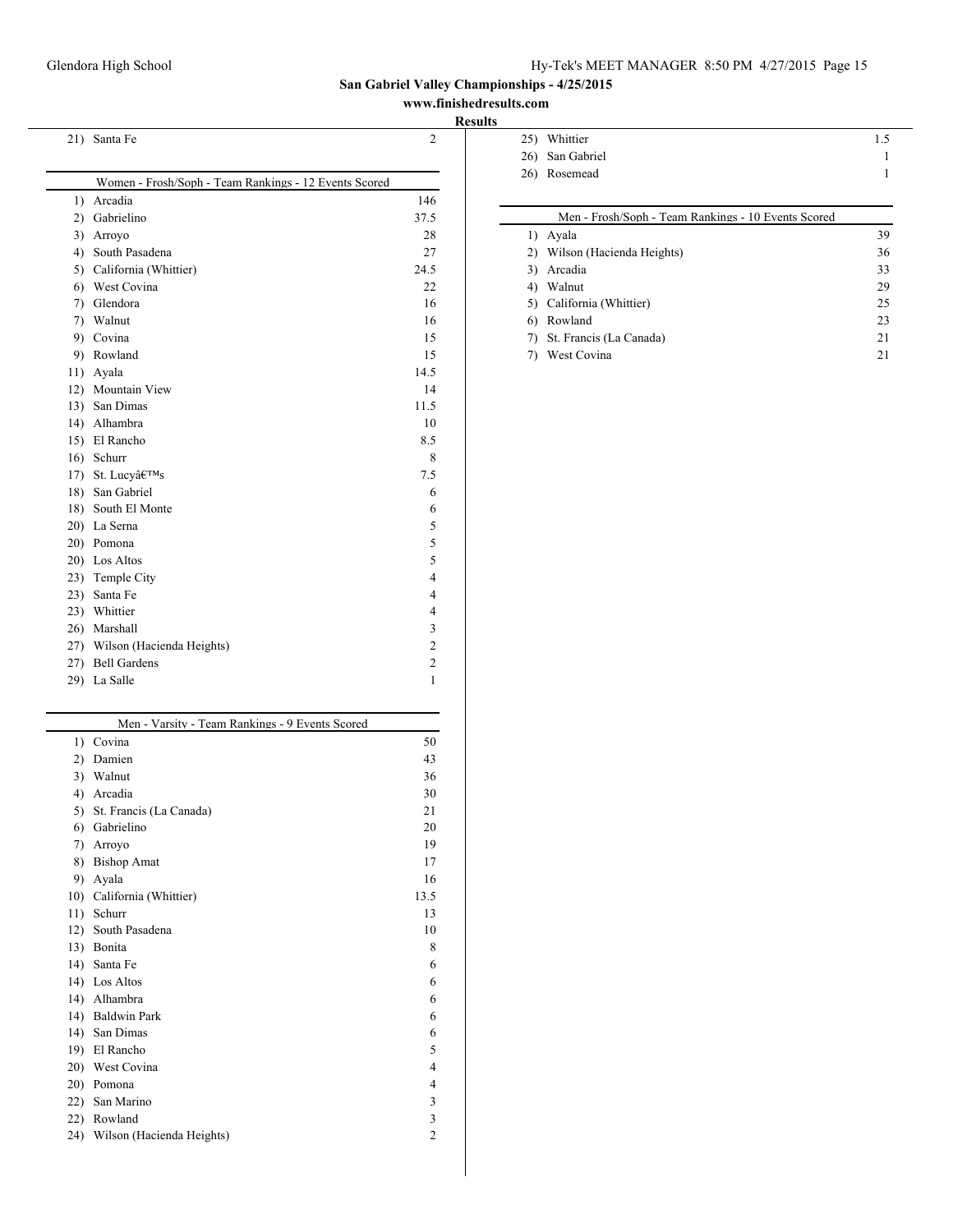## San Gabriel Valley Championships - 4/25/2015

**www.finishedresults.com**

### Results

| Rank | Team | Points |
|---|---|---|
| 21) | Santa Fe | 2 |

### Women - Frosh/Soph - Team Rankings - 12 Events Scored

| Rank | Team | Points |
|---|---|---|
| 1) | Arcadia | 146 |
| 2) | Gabrielino | 37.5 |
| 3) | Arroyo | 28 |
| 4) | South Pasadena | 27 |
| 5) | California (Whittier) | 24.5 |
| 6) | West Covina | 22 |
| 7) | Glendora | 16 |
| 7) | Walnut | 16 |
| 9) | Covina | 15 |
| 9) | Rowland | 15 |
| 11) | Ayala | 14.5 |
| 12) | Mountain View | 14 |
| 13) | San Dimas | 11.5 |
| 14) | Alhambra | 10 |
| 15) | El Rancho | 8.5 |
| 16) | Schurr | 8 |
| 17) | St. Lucyâ€™s | 7.5 |
| 18) | San Gabriel | 6 |
| 18) | South El Monte | 6 |
| 20) | La Serna | 5 |
| 20) | Pomona | 5 |
| 20) | Los Altos | 5 |
| 23) | Temple City | 4 |
| 23) | Santa Fe | 4 |
| 23) | Whittier | 4 |
| 26) | Marshall | 3 |
| 27) | Wilson (Hacienda Heights) | 2 |
| 27) | Bell Gardens | 2 |
| 29) | La Salle | 1 |

### Men - Varsity - Team Rankings - 9 Events Scored

| Rank | Team | Points |
|---|---|---|
| 1) | Covina | 50 |
| 2) | Damien | 43 |
| 3) | Walnut | 36 |
| 4) | Arcadia | 30 |
| 5) | St. Francis (La Canada) | 21 |
| 6) | Gabrielino | 20 |
| 7) | Arroyo | 19 |
| 8) | Bishop Amat | 17 |
| 9) | Ayala | 16 |
| 10) | California (Whittier) | 13.5 |
| 11) | Schurr | 13 |
| 12) | South Pasadena | 10 |
| 13) | Bonita | 8 |
| 14) | Santa Fe | 6 |
| 14) | Los Altos | 6 |
| 14) | Alhambra | 6 |
| 14) | Baldwin Park | 6 |
| 14) | San Dimas | 6 |
| 19) | El Rancho | 5 |
| 20) | West Covina | 4 |
| 20) | Pomona | 4 |
| 22) | San Marino | 3 |
| 22) | Rowland | 3 |
| 24) | Wilson (Hacienda Heights) | 2 |
| 25) | Whittier | 1.5 |
| 26) | San Gabriel | 1 |
| 26) | Rosemead | 1 |

### Men - Frosh/Soph - Team Rankings - 10 Events Scored

| Rank | Team | Points |
|---|---|---|
| 1) | Ayala | 39 |
| 2) | Wilson (Hacienda Heights) | 36 |
| 3) | Arcadia | 33 |
| 4) | Walnut | 29 |
| 5) | California (Whittier) | 25 |
| 6) | Rowland | 23 |
| 7) | St. Francis (La Canada) | 21 |
| 7) | West Covina | 21 |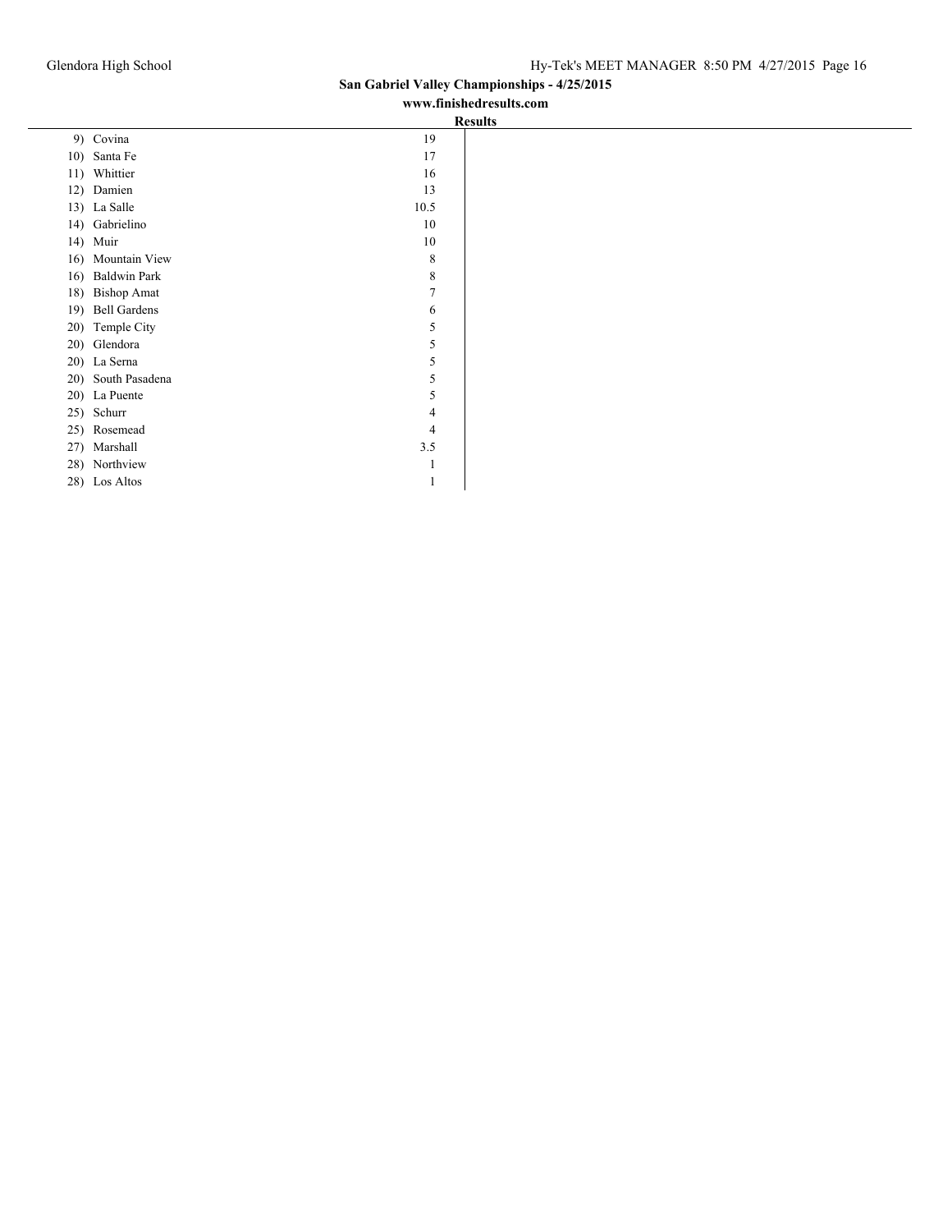**Results**

| | | |
|---|---|---|
| 9) | Covina | 19 |
| 10) | Santa Fe | 17 |
| 11) | Whittier | 16 |
| 12) | Damien | 13 |
| 13) | La Salle | 10.5 |
| 14) | Gabrielino | 10 |
| 14) | Muir | 10 |
| 16) | Mountain View | 8 |
| 16) | Baldwin Park | 8 |
| 18) | Bishop Amat | 7 |
| 19) | Bell Gardens | 6 |
| 20) | Temple City | 5 |
| 20) | Glendora | 5 |
| 20) | La Serna | 5 |
| 20) | South Pasadena | 5 |
| 20) | La Puente | 5 |
| 25) | Schurr | 4 |
| 25) | Rosemead | 4 |
| 27) | Marshall | 3.5 |
| 28) | Northview | 1 |
| 28) | Los Altos | 1 |